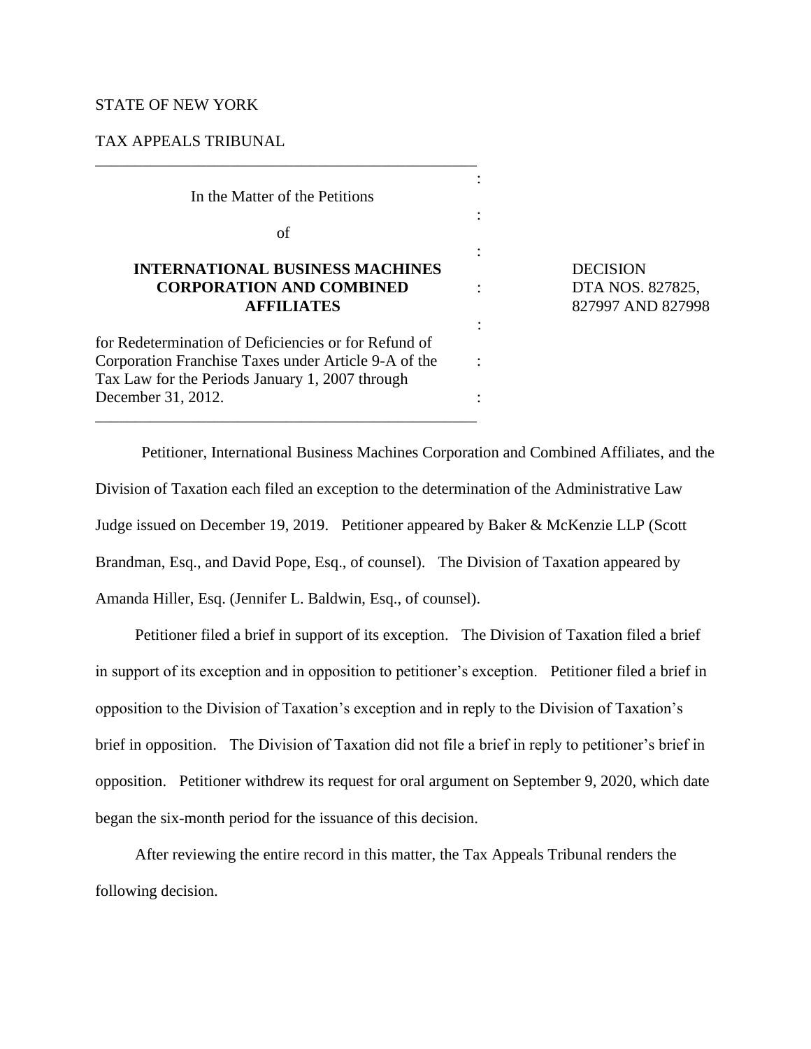STATE OF NEW YORK

TAX APPEALS TRIBUNAL

---

In the Matter of the Petitions

of

**INTERNATIONAL BUSINESS MACHINES CORPORATION AND COMBINED AFFILIATES**

for Redetermination of Deficiencies or for Refund of Corporation Franchise Taxes under Article 9-A of the Tax Law for the Periods January 1, 2007 through December 31, 2012.

---

DECISION
DTA NOS. 827825, 827997 AND 827998

Petitioner, International Business Machines Corporation and Combined Affiliates, and the Division of Taxation each filed an exception to the determination of the Administrative Law Judge issued on December 19, 2019. Petitioner appeared by Baker & McKenzie LLP (Scott Brandman, Esq., and David Pope, Esq., of counsel). The Division of Taxation appeared by Amanda Hiller, Esq. (Jennifer L. Baldwin, Esq., of counsel).

Petitioner filed a brief in support of its exception. The Division of Taxation filed a brief in support of its exception and in opposition to petitioner's exception. Petitioner filed a brief in opposition to the Division of Taxation's exception and in reply to the Division of Taxation's brief in opposition. The Division of Taxation did not file a brief in reply to petitioner's brief in opposition. Petitioner withdrew its request for oral argument on September 9, 2020, which date began the six-month period for the issuance of this decision.

After reviewing the entire record in this matter, the Tax Appeals Tribunal renders the following decision.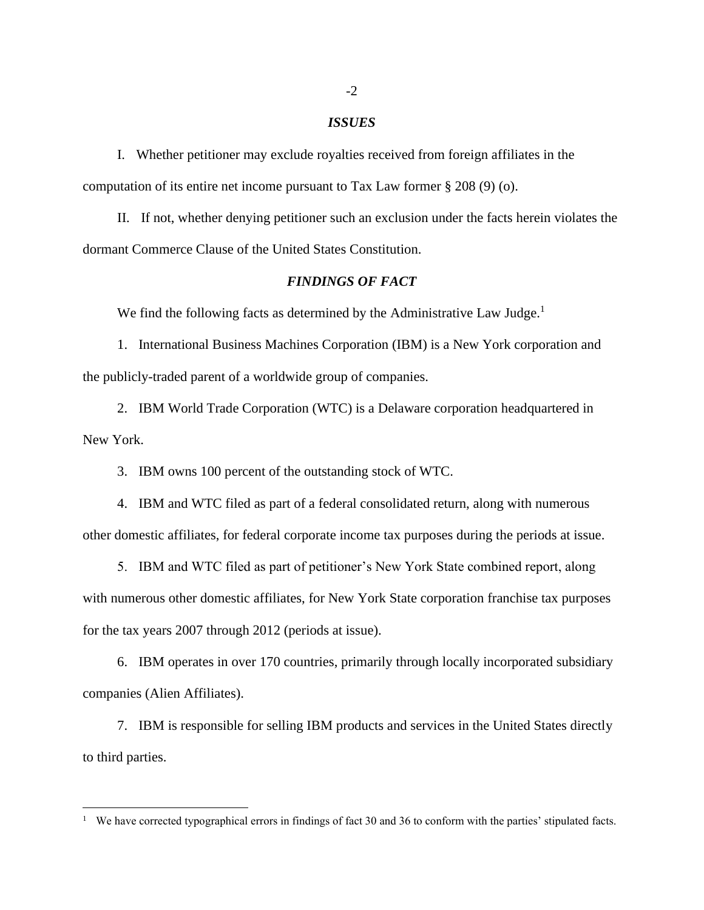## *ISSUES*

I. Whether petitioner may exclude royalties received from foreign affiliates in the computation of its entire net income pursuant to Tax Law former § 208 (9) (o).

II. If not, whether denying petitioner such an exclusion under the facts herein violates the dormant Commerce Clause of the United States Constitution.

## *FINDINGS OF FACT*

We find the following facts as determined by the Administrative Law Judge.[1]

1. International Business Machines Corporation (IBM) is a New York corporation and the publicly-traded parent of a worldwide group of companies.

2. IBM World Trade Corporation (WTC) is a Delaware corporation headquartered in New York.

3. IBM owns 100 percent of the outstanding stock of WTC.

4. IBM and WTC filed as part of a federal consolidated return, along with numerous other domestic affiliates, for federal corporate income tax purposes during the periods at issue.

5. IBM and WTC filed as part of petitioner's New York State combined report, along with numerous other domestic affiliates, for New York State corporation franchise tax purposes for the tax years 2007 through 2012 (periods at issue).

6. IBM operates in over 170 countries, primarily through locally incorporated subsidiary companies (Alien Affiliates).

7. IBM is responsible for selling IBM products and services in the United States directly to third parties.

---

[1] We have corrected typographical errors in findings of fact 30 and 36 to conform with the parties' stipulated facts.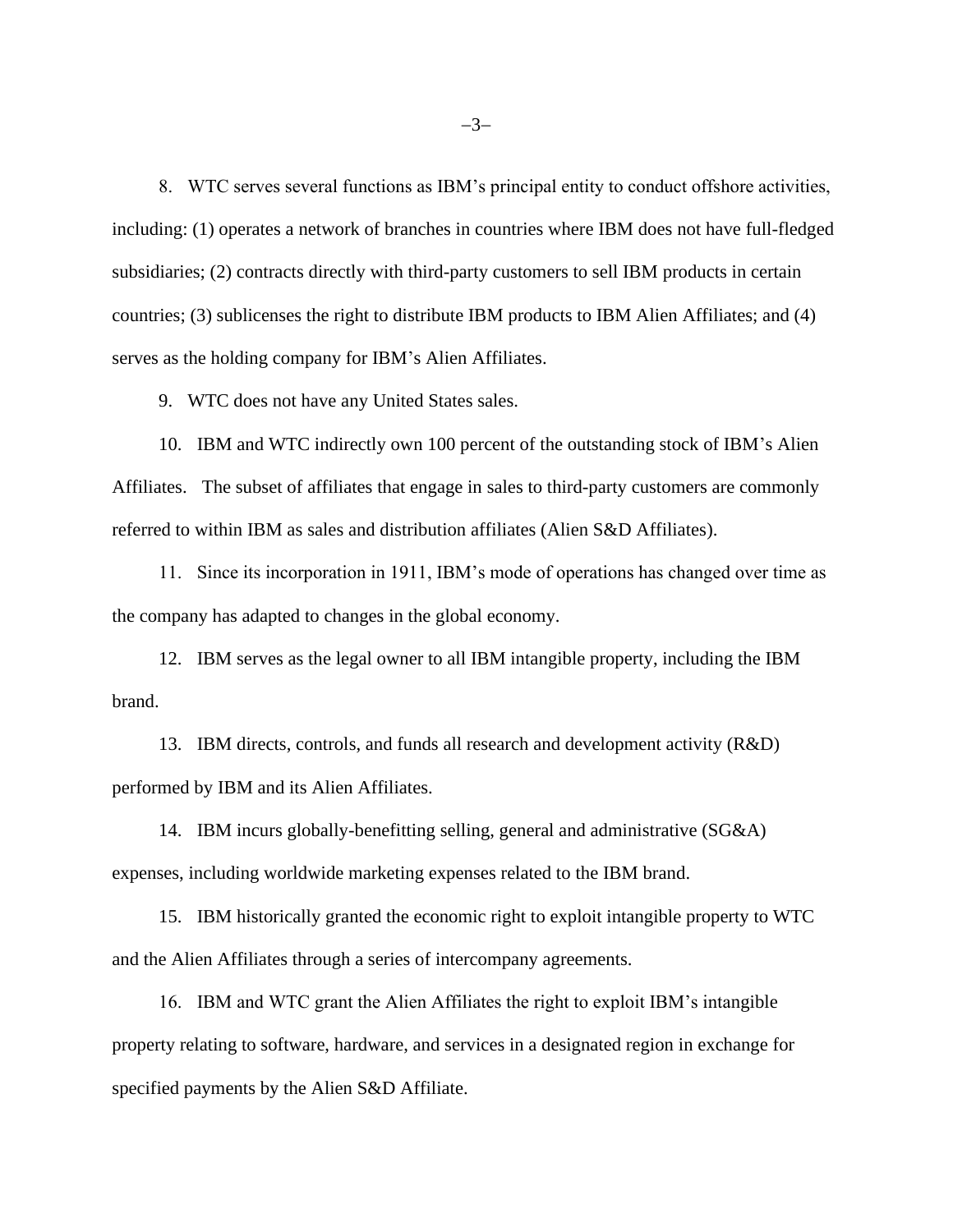8. WTC serves several functions as IBM's principal entity to conduct offshore activities, including: (1) operates a network of branches in countries where IBM does not have full-fledged subsidiaries; (2) contracts directly with third-party customers to sell IBM products in certain countries; (3) sublicenses the right to distribute IBM products to IBM Alien Affiliates; and (4) serves as the holding company for IBM's Alien Affiliates.

9. WTC does not have any United States sales.

10. IBM and WTC indirectly own 100 percent of the outstanding stock of IBM's Alien Affiliates. The subset of affiliates that engage in sales to third-party customers are commonly referred to within IBM as sales and distribution affiliates (Alien S&D Affiliates).

11. Since its incorporation in 1911, IBM's mode of operations has changed over time as the company has adapted to changes in the global economy.

12. IBM serves as the legal owner to all IBM intangible property, including the IBM brand.

13. IBM directs, controls, and funds all research and development activity (R&D) performed by IBM and its Alien Affiliates.

14. IBM incurs globally-benefitting selling, general and administrative (SG&A) expenses, including worldwide marketing expenses related to the IBM brand.

15. IBM historically granted the economic right to exploit intangible property to WTC and the Alien Affiliates through a series of intercompany agreements.

16. IBM and WTC grant the Alien Affiliates the right to exploit IBM's intangible property relating to software, hardware, and services in a designated region in exchange for specified payments by the Alien S&D Affiliate.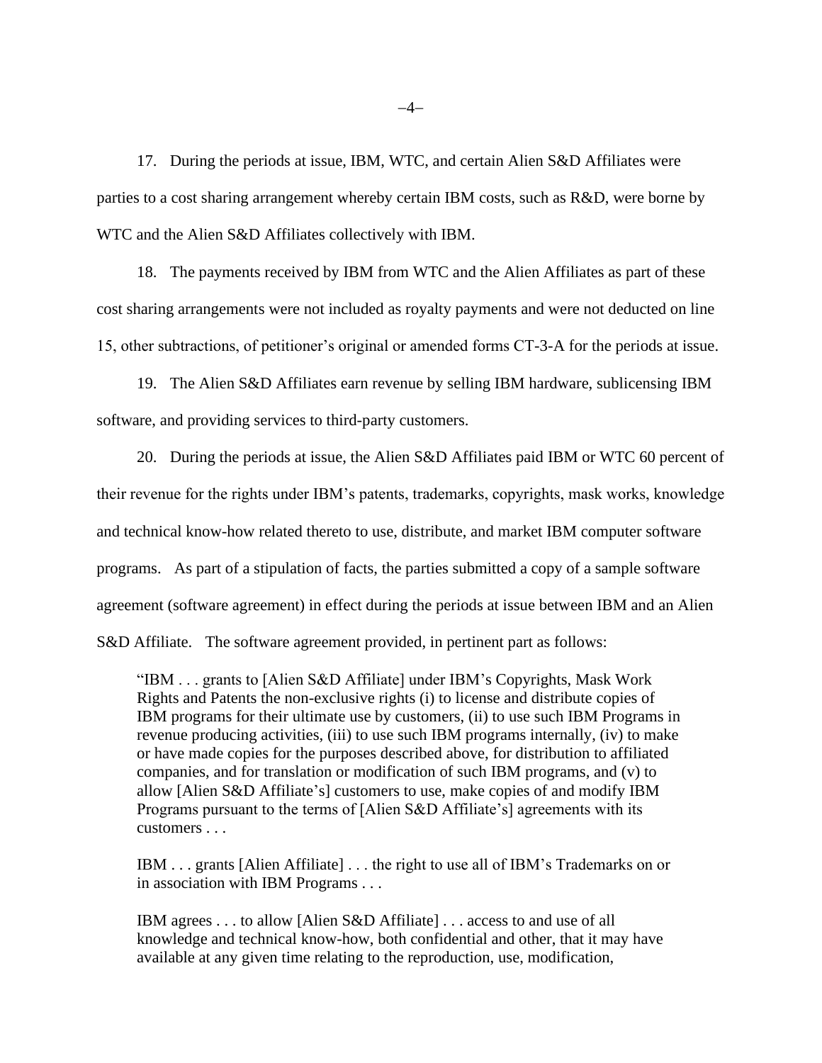17. During the periods at issue, IBM, WTC, and certain Alien S&D Affiliates were parties to a cost sharing arrangement whereby certain IBM costs, such as R&D, were borne by WTC and the Alien S&D Affiliates collectively with IBM.

18. The payments received by IBM from WTC and the Alien Affiliates as part of these cost sharing arrangements were not included as royalty payments and were not deducted on line 15, other subtractions, of petitioner's original or amended forms CT-3-A for the periods at issue.

19. The Alien S&D Affiliates earn revenue by selling IBM hardware, sublicensing IBM software, and providing services to third-party customers.

20. During the periods at issue, the Alien S&D Affiliates paid IBM or WTC 60 percent of their revenue for the rights under IBM's patents, trademarks, copyrights, mask works, knowledge and technical know-how related thereto to use, distribute, and market IBM computer software programs. As part of a stipulation of facts, the parties submitted a copy of a sample software agreement (software agreement) in effect during the periods at issue between IBM and an Alien S&D Affiliate. The software agreement provided, in pertinent part as follows:

> "IBM . . . grants to [Alien S&D Affiliate] under IBM's Copyrights, Mask Work Rights and Patents the non-exclusive rights (i) to license and distribute copies of IBM programs for their ultimate use by customers, (ii) to use such IBM Programs in revenue producing activities, (iii) to use such IBM programs internally, (iv) to make or have made copies for the purposes described above, for distribution to affiliated companies, and for translation or modification of such IBM programs, and (v) to allow [Alien S&D Affiliate's] customers to use, make copies of and modify IBM Programs pursuant to the terms of [Alien S&D Affiliate's] agreements with its customers . . .
>
> IBM . . . grants [Alien Affiliate] . . . the right to use all of IBM's Trademarks on or in association with IBM Programs . . .
>
> IBM agrees . . . to allow [Alien S&D Affiliate] . . . access to and use of all knowledge and technical know-how, both confidential and other, that it may have available at any given time relating to the reproduction, use, modification,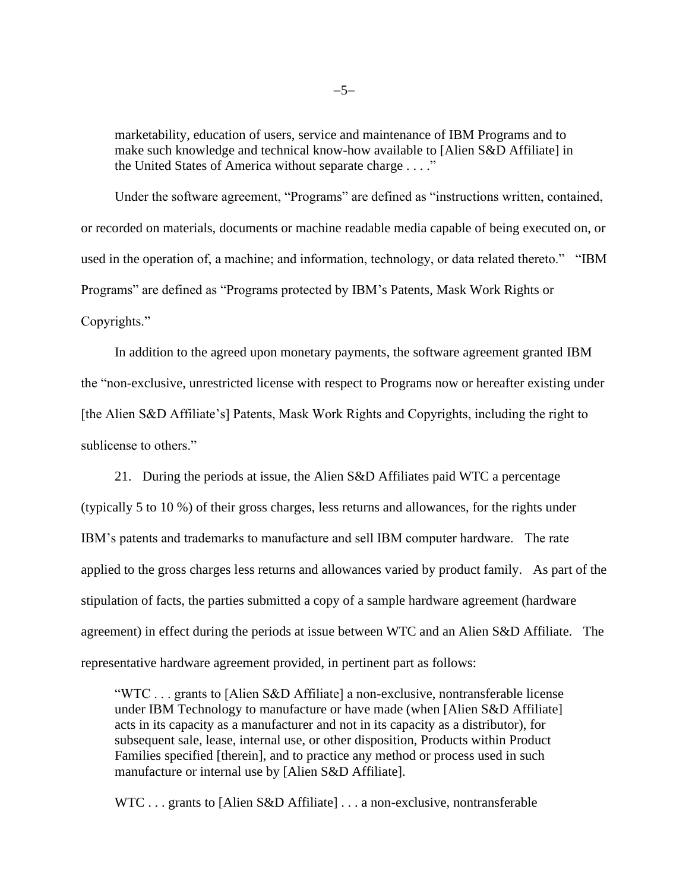> marketability, education of users, service and maintenance of IBM Programs and to make such knowledge and technical know-how available to [Alien S&D Affiliate] in the United States of America without separate charge . . . ."

Under the software agreement, "Programs" are defined as "instructions written, contained, or recorded on materials, documents or machine readable media capable of being executed on, or used in the operation of, a machine; and information, technology, or data related thereto." "IBM Programs" are defined as "Programs protected by IBM's Patents, Mask Work Rights or Copyrights."

In addition to the agreed upon monetary payments, the software agreement granted IBM the "non-exclusive, unrestricted license with respect to Programs now or hereafter existing under [the Alien S&D Affiliate's] Patents, Mask Work Rights and Copyrights, including the right to sublicense to others."

21. During the periods at issue, the Alien S&D Affiliates paid WTC a percentage (typically 5 to 10 %) of their gross charges, less returns and allowances, for the rights under IBM's patents and trademarks to manufacture and sell IBM computer hardware. The rate applied to the gross charges less returns and allowances varied by product family. As part of the stipulation of facts, the parties submitted a copy of a sample hardware agreement (hardware agreement) in effect during the periods at issue between WTC and an Alien S&D Affiliate. The representative hardware agreement provided, in pertinent part as follows:

> "WTC . . . grants to [Alien S&D Affiliate] a non-exclusive, nontransferable license under IBM Technology to manufacture or have made (when [Alien S&D Affiliate] acts in its capacity as a manufacturer and not in its capacity as a distributor), for subsequent sale, lease, internal use, or other disposition, Products within Product Families specified [therein], and to practice any method or process used in such manufacture or internal use by [Alien S&D Affiliate].
>
> WTC . . . grants to [Alien S&D Affiliate] . . . a non-exclusive, nontransferable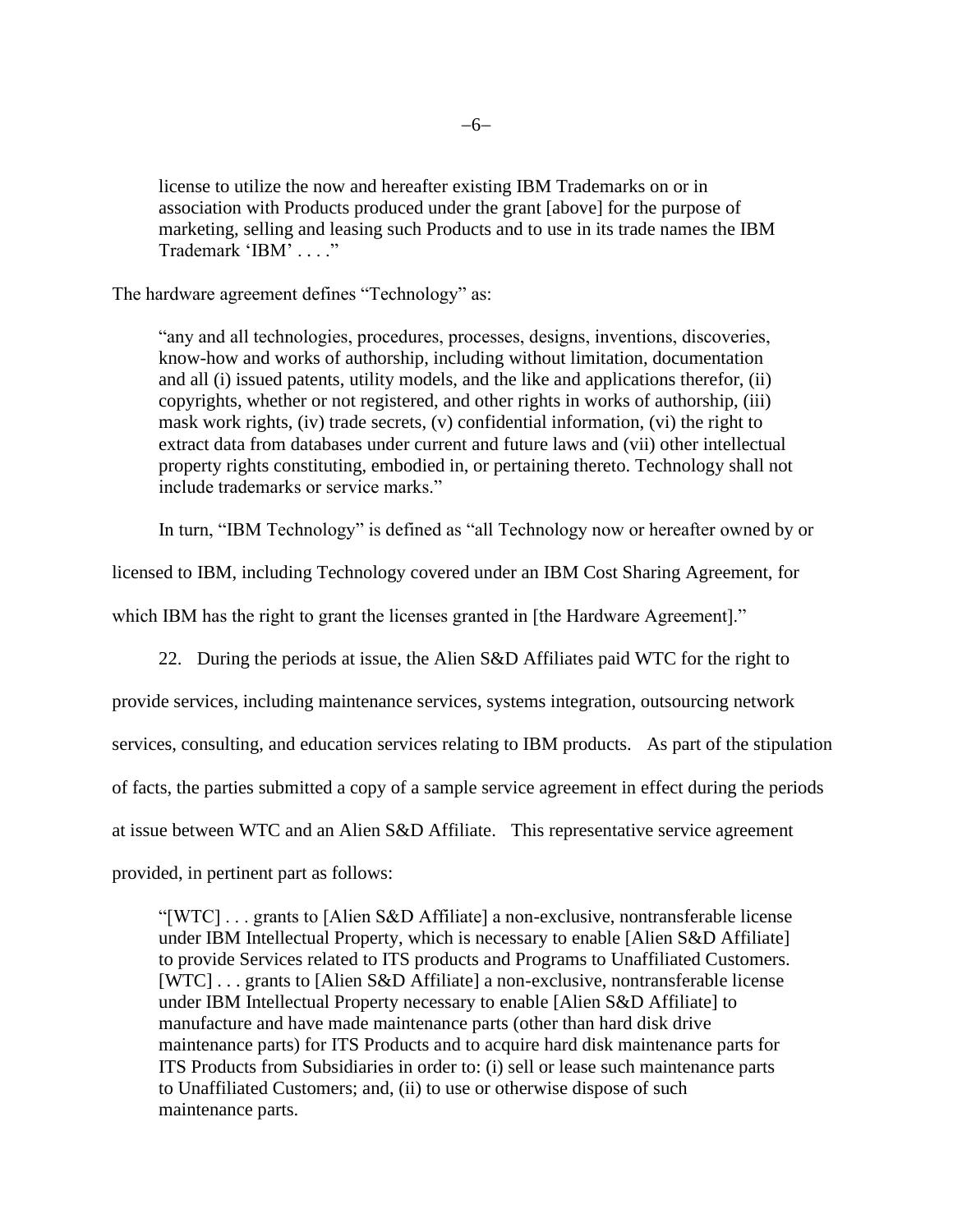license to utilize the now and hereafter existing IBM Trademarks on or in association with Products produced under the grant [above] for the purpose of marketing, selling and leasing such Products and to use in its trade names the IBM Trademark 'IBM' . . . ."

The hardware agreement defines "Technology" as:

> "any and all technologies, procedures, processes, designs, inventions, discoveries, know-how and works of authorship, including without limitation, documentation and all (i) issued patents, utility models, and the like and applications therefor, (ii) copyrights, whether or not registered, and other rights in works of authorship, (iii) mask work rights, (iv) trade secrets, (v) confidential information, (vi) the right to extract data from databases under current and future laws and (vii) other intellectual property rights constituting, embodied in, or pertaining thereto. Technology shall not include trademarks or service marks."

In turn, "IBM Technology" is defined as "all Technology now or hereafter owned by or licensed to IBM, including Technology covered under an IBM Cost Sharing Agreement, for which IBM has the right to grant the licenses granted in [the Hardware Agreement]."

22. During the periods at issue, the Alien S&D Affiliates paid WTC for the right to provide services, including maintenance services, systems integration, outsourcing network services, consulting, and education services relating to IBM products. As part of the stipulation of facts, the parties submitted a copy of a sample service agreement in effect during the periods at issue between WTC and an Alien S&D Affiliate. This representative service agreement provided, in pertinent part as follows:

> "[WTC] . . . grants to [Alien S&D Affiliate] a non-exclusive, nontransferable license under IBM Intellectual Property, which is necessary to enable [Alien S&D Affiliate] to provide Services related to ITS products and Programs to Unaffiliated Customers. [WTC] . . . grants to [Alien S&D Affiliate] a non-exclusive, nontransferable license under IBM Intellectual Property necessary to enable [Alien S&D Affiliate] to manufacture and have made maintenance parts (other than hard disk drive maintenance parts) for ITS Products and to acquire hard disk maintenance parts for ITS Products from Subsidiaries in order to: (i) sell or lease such maintenance parts to Unaffiliated Customers; and, (ii) to use or otherwise dispose of such maintenance parts.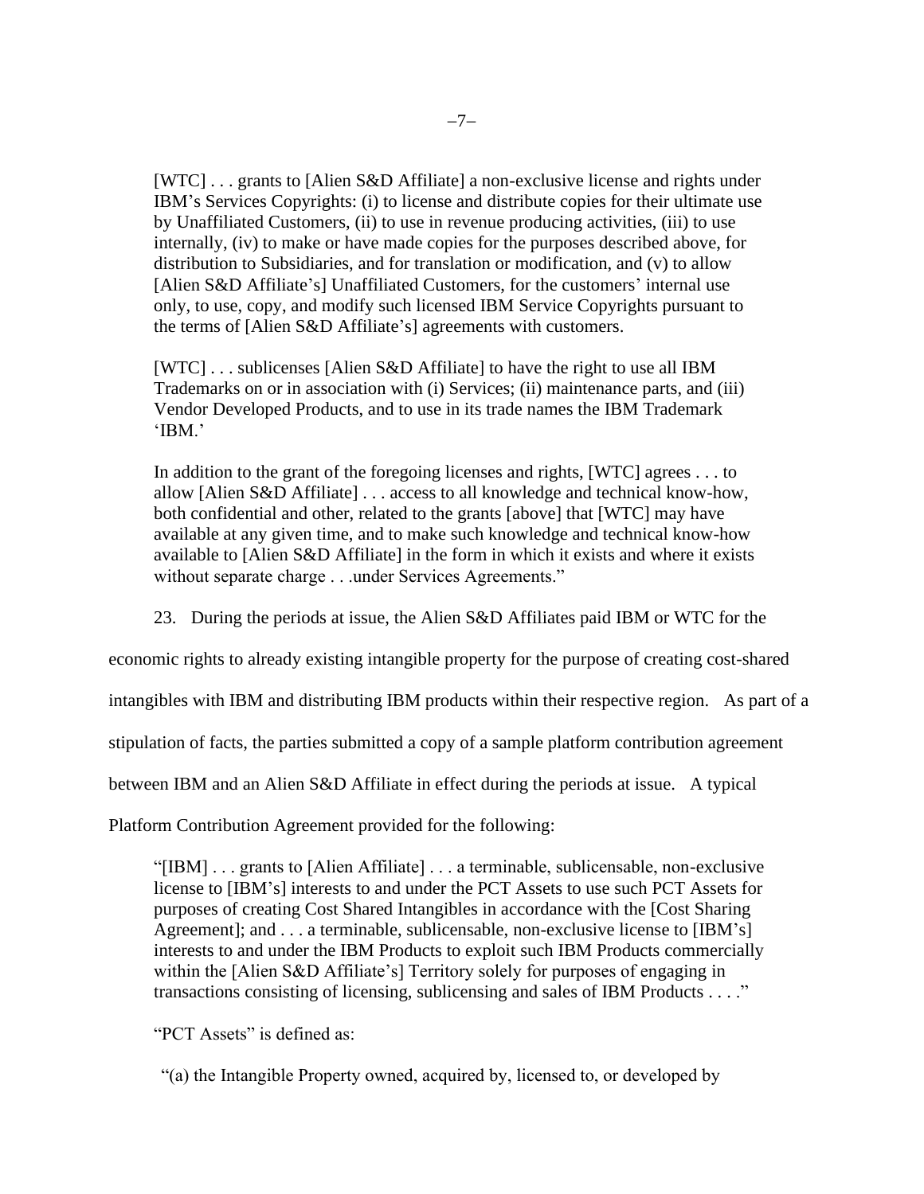> [WTC] . . . grants to [Alien S&D Affiliate] a non-exclusive license and rights under IBM's Services Copyrights: (i) to license and distribute copies for their ultimate use by Unaffiliated Customers, (ii) to use in revenue producing activities, (iii) to use internally, (iv) to make or have made copies for the purposes described above, for distribution to Subsidiaries, and for translation or modification, and (v) to allow [Alien S&D Affiliate's] Unaffiliated Customers, for the customers' internal use only, to use, copy, and modify such licensed IBM Service Copyrights pursuant to the terms of [Alien S&D Affiliate's] agreements with customers.
>
> [WTC] . . . sublicenses [Alien S&D Affiliate] to have the right to use all IBM Trademarks on or in association with (i) Services; (ii) maintenance parts, and (iii) Vendor Developed Products, and to use in its trade names the IBM Trademark 'IBM.'
>
> In addition to the grant of the foregoing licenses and rights, [WTC] agrees . . . to allow [Alien S&D Affiliate] . . . access to all knowledge and technical know-how, both confidential and other, related to the grants [above] that [WTC] may have available at any given time, and to make such knowledge and technical know-how available to [Alien S&D Affiliate] in the form in which it exists and where it exists without separate charge . . .under Services Agreements."

23. During the periods at issue, the Alien S&D Affiliates paid IBM or WTC for the economic rights to already existing intangible property for the purpose of creating cost-shared intangibles with IBM and distributing IBM products within their respective region. As part of a stipulation of facts, the parties submitted a copy of a sample platform contribution agreement between IBM and an Alien S&D Affiliate in effect during the periods at issue. A typical Platform Contribution Agreement provided for the following:

> "[IBM] . . . grants to [Alien Affiliate] . . . a terminable, sublicensable, non-exclusive license to [IBM's] interests to and under the PCT Assets to use such PCT Assets for purposes of creating Cost Shared Intangibles in accordance with the [Cost Sharing Agreement]; and . . . a terminable, sublicensable, non-exclusive license to [IBM's] interests to and under the IBM Products to exploit such IBM Products commercially within the [Alien S&D Affiliate's] Territory solely for purposes of engaging in transactions consisting of licensing, sublicensing and sales of IBM Products . . . ."
>
> "PCT Assets" is defined as:
>
> "(a) the Intangible Property owned, acquired by, licensed to, or developed by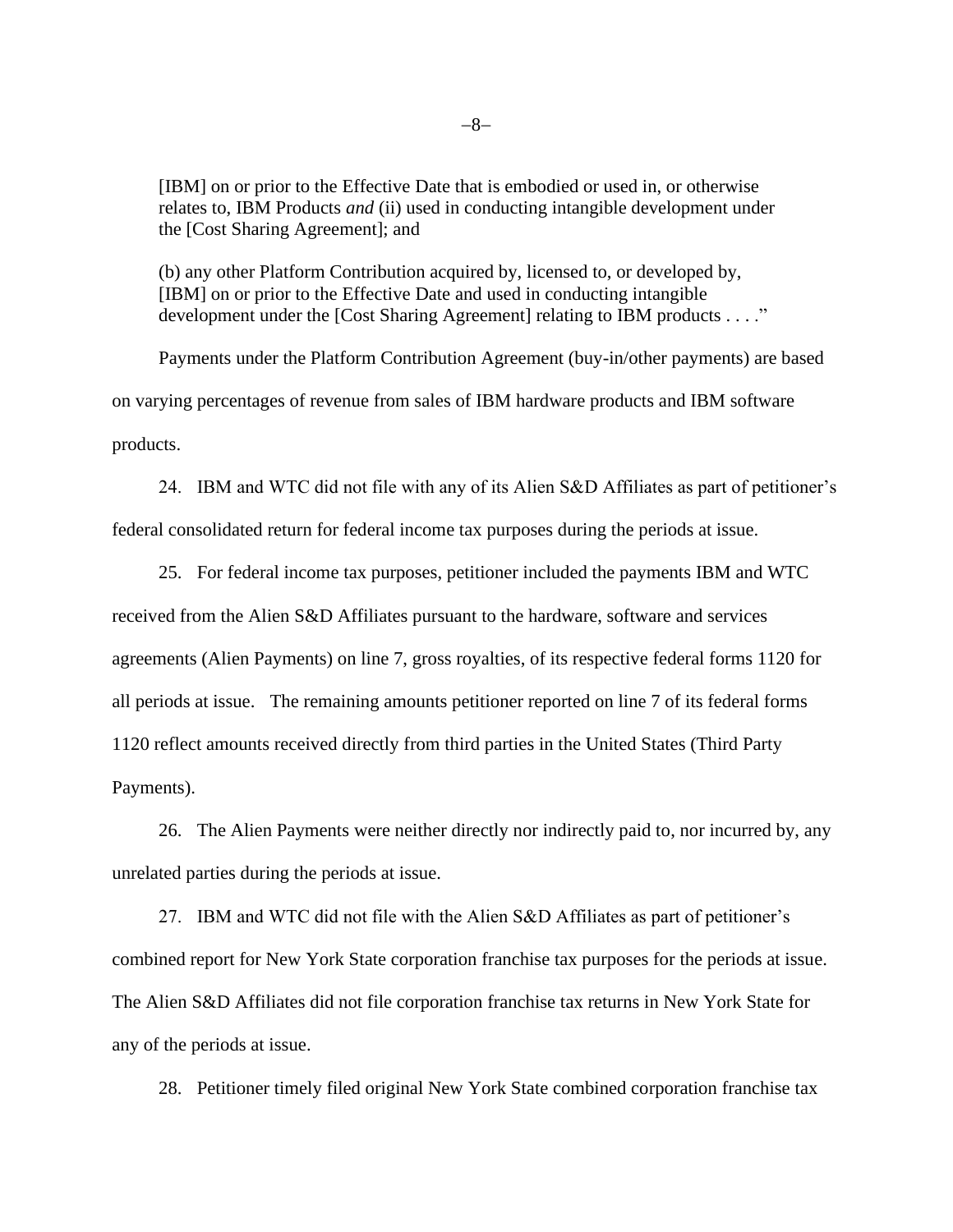> [IBM] on or prior to the Effective Date that is embodied or used in, or otherwise relates to, IBM Products *and* (ii) used in conducting intangible development under the [Cost Sharing Agreement]; and
>
> (b) any other Platform Contribution acquired by, licensed to, or developed by, [IBM] on or prior to the Effective Date and used in conducting intangible development under the [Cost Sharing Agreement] relating to IBM products . . . ."

Payments under the Platform Contribution Agreement (buy-in/other payments) are based on varying percentages of revenue from sales of IBM hardware products and IBM software products.

24. IBM and WTC did not file with any of its Alien S&D Affiliates as part of petitioner's federal consolidated return for federal income tax purposes during the periods at issue.

25. For federal income tax purposes, petitioner included the payments IBM and WTC received from the Alien S&D Affiliates pursuant to the hardware, software and services agreements (Alien Payments) on line 7, gross royalties, of its respective federal forms 1120 for all periods at issue. The remaining amounts petitioner reported on line 7 of its federal forms 1120 reflect amounts received directly from third parties in the United States (Third Party Payments).

26. The Alien Payments were neither directly nor indirectly paid to, nor incurred by, any unrelated parties during the periods at issue.

27. IBM and WTC did not file with the Alien S&D Affiliates as part of petitioner's combined report for New York State corporation franchise tax purposes for the periods at issue. The Alien S&D Affiliates did not file corporation franchise tax returns in New York State for any of the periods at issue.

28. Petitioner timely filed original New York State combined corporation franchise tax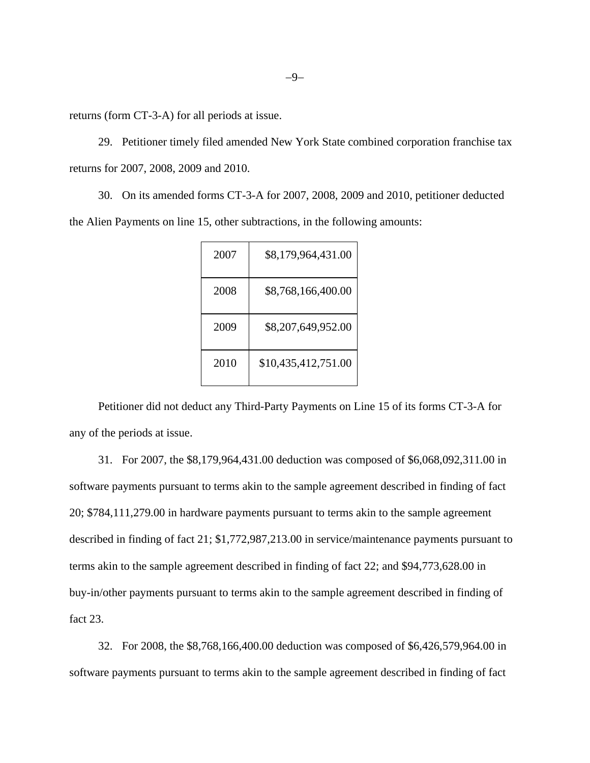returns (form CT-3-A) for all periods at issue.

29. Petitioner timely filed amended New York State combined corporation franchise tax returns for 2007, 2008, 2009 and 2010.

30. On its amended forms CT-3-A for 2007, 2008, 2009 and 2010, petitioner deducted the Alien Payments on line 15, other subtractions, in the following amounts:

| | |
|---|---|
| 2007 | $8,179,964,431.00 |
| 2008 | $8,768,166,400.00 |
| 2009 | $8,207,649,952.00 |
| 2010 | $10,435,412,751.00 |

Petitioner did not deduct any Third-Party Payments on Line 15 of its forms CT-3-A for any of the periods at issue.

31. For 2007, the $8,179,964,431.00 deduction was composed of $6,068,092,311.00 in software payments pursuant to terms akin to the sample agreement described in finding of fact 20; $784,111,279.00 in hardware payments pursuant to terms akin to the sample agreement described in finding of fact 21; $1,772,987,213.00 in service/maintenance payments pursuant to terms akin to the sample agreement described in finding of fact 22; and $94,773,628.00 in buy-in/other payments pursuant to terms akin to the sample agreement described in finding of fact 23.

32. For 2008, the $8,768,166,400.00 deduction was composed of $6,426,579,964.00 in software payments pursuant to terms akin to the sample agreement described in finding of fact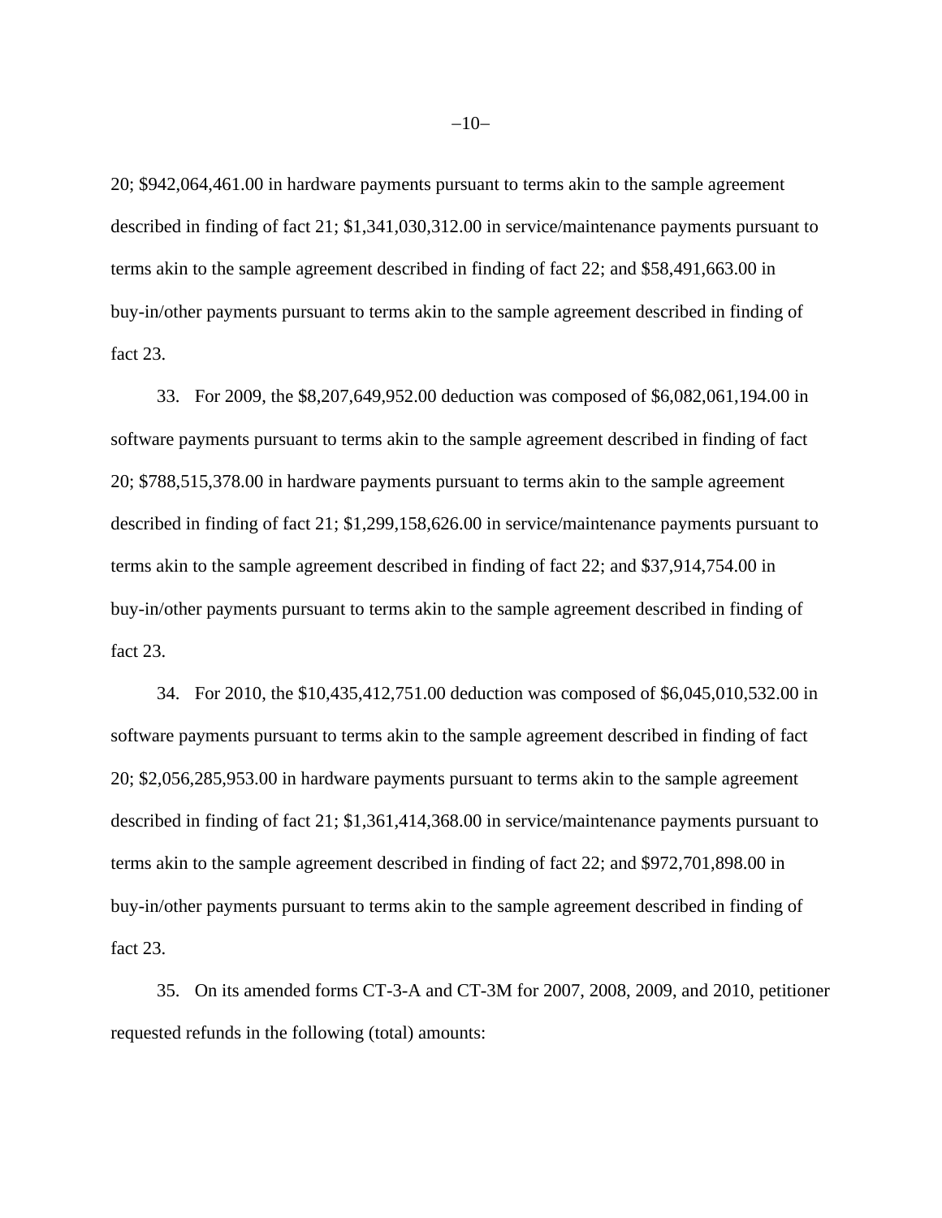20; $942,064,461.00 in hardware payments pursuant to terms akin to the sample agreement described in finding of fact 21; $1,341,030,312.00 in service/maintenance payments pursuant to terms akin to the sample agreement described in finding of fact 22; and $58,491,663.00 in buy-in/other payments pursuant to terms akin to the sample agreement described in finding of fact 23.

33. For 2009, the $8,207,649,952.00 deduction was composed of $6,082,061,194.00 in software payments pursuant to terms akin to the sample agreement described in finding of fact 20; $788,515,378.00 in hardware payments pursuant to terms akin to the sample agreement described in finding of fact 21; $1,299,158,626.00 in service/maintenance payments pursuant to terms akin to the sample agreement described in finding of fact 22; and $37,914,754.00 in buy-in/other payments pursuant to terms akin to the sample agreement described in finding of fact 23.

34. For 2010, the $10,435,412,751.00 deduction was composed of $6,045,010,532.00 in software payments pursuant to terms akin to the sample agreement described in finding of fact 20; $2,056,285,953.00 in hardware payments pursuant to terms akin to the sample agreement described in finding of fact 21; $1,361,414,368.00 in service/maintenance payments pursuant to terms akin to the sample agreement described in finding of fact 22; and $972,701,898.00 in buy-in/other payments pursuant to terms akin to the sample agreement described in finding of fact 23.

35. On its amended forms CT-3-A and CT-3M for 2007, 2008, 2009, and 2010, petitioner requested refunds in the following (total) amounts: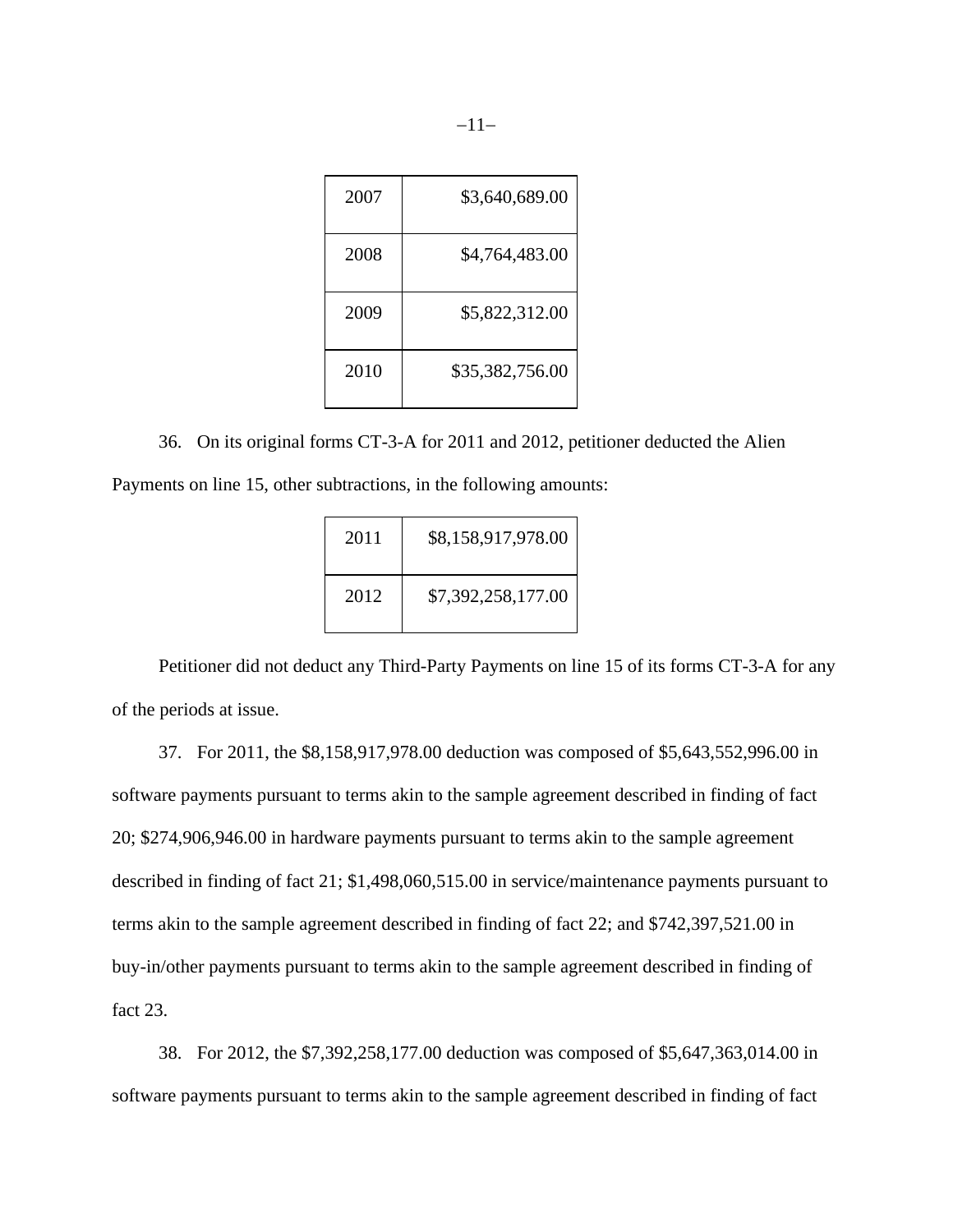| | |
|---|---|
| 2007 | $3,640,689.00 |
| 2008 | $4,764,483.00 |
| 2009 | $5,822,312.00 |
| 2010 | $35,382,756.00 |

36. On its original forms CT-3-A for 2011 and 2012, petitioner deducted the Alien Payments on line 15, other subtractions, in the following amounts:

| | |
|---|---|
| 2011 | $8,158,917,978.00 |
| 2012 | $7,392,258,177.00 |

Petitioner did not deduct any Third-Party Payments on line 15 of its forms CT-3-A for any of the periods at issue.

37. For 2011, the $8,158,917,978.00 deduction was composed of $5,643,552,996.00 in software payments pursuant to terms akin to the sample agreement described in finding of fact 20; $274,906,946.00 in hardware payments pursuant to terms akin to the sample agreement described in finding of fact 21; $1,498,060,515.00 in service/maintenance payments pursuant to terms akin to the sample agreement described in finding of fact 22; and $742,397,521.00 in buy-in/other payments pursuant to terms akin to the sample agreement described in finding of fact 23.

38. For 2012, the $7,392,258,177.00 deduction was composed of $5,647,363,014.00 in software payments pursuant to terms akin to the sample agreement described in finding of fact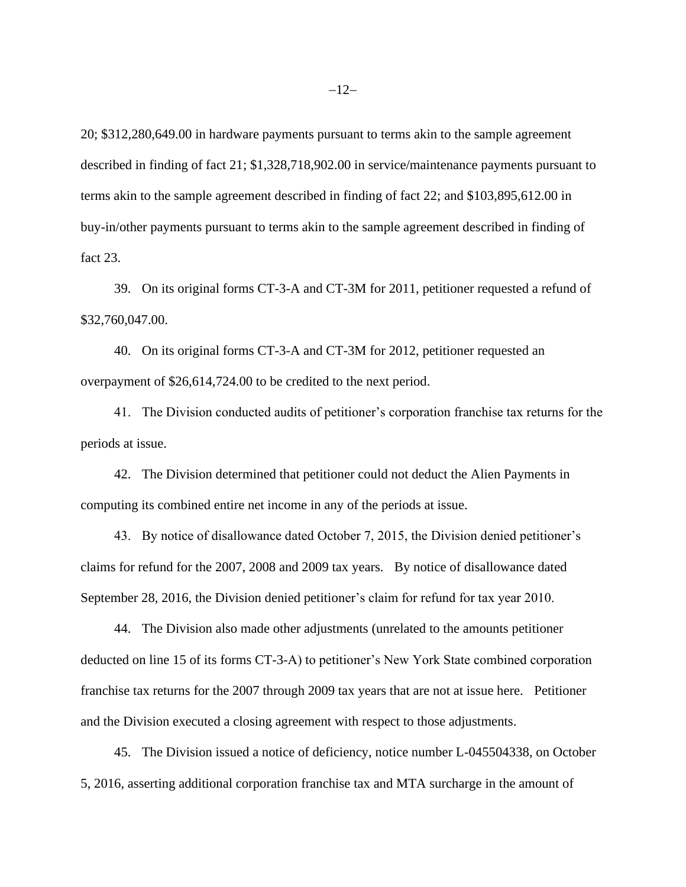20; $312,280,649.00 in hardware payments pursuant to terms akin to the sample agreement described in finding of fact 21; $1,328,718,902.00 in service/maintenance payments pursuant to terms akin to the sample agreement described in finding of fact 22; and $103,895,612.00 in buy-in/other payments pursuant to terms akin to the sample agreement described in finding of fact 23.

39. On its original forms CT-3-A and CT-3M for 2011, petitioner requested a refund of $32,760,047.00.

40. On its original forms CT-3-A and CT-3M for 2012, petitioner requested an overpayment of $26,614,724.00 to be credited to the next period.

41. The Division conducted audits of petitioner's corporation franchise tax returns for the periods at issue.

42. The Division determined that petitioner could not deduct the Alien Payments in computing its combined entire net income in any of the periods at issue.

43. By notice of disallowance dated October 7, 2015, the Division denied petitioner's claims for refund for the 2007, 2008 and 2009 tax years. By notice of disallowance dated September 28, 2016, the Division denied petitioner's claim for refund for tax year 2010.

44. The Division also made other adjustments (unrelated to the amounts petitioner deducted on line 15 of its forms CT-3-A) to petitioner's New York State combined corporation franchise tax returns for the 2007 through 2009 tax years that are not at issue here. Petitioner and the Division executed a closing agreement with respect to those adjustments.

45. The Division issued a notice of deficiency, notice number L-045504338, on October 5, 2016, asserting additional corporation franchise tax and MTA surcharge in the amount of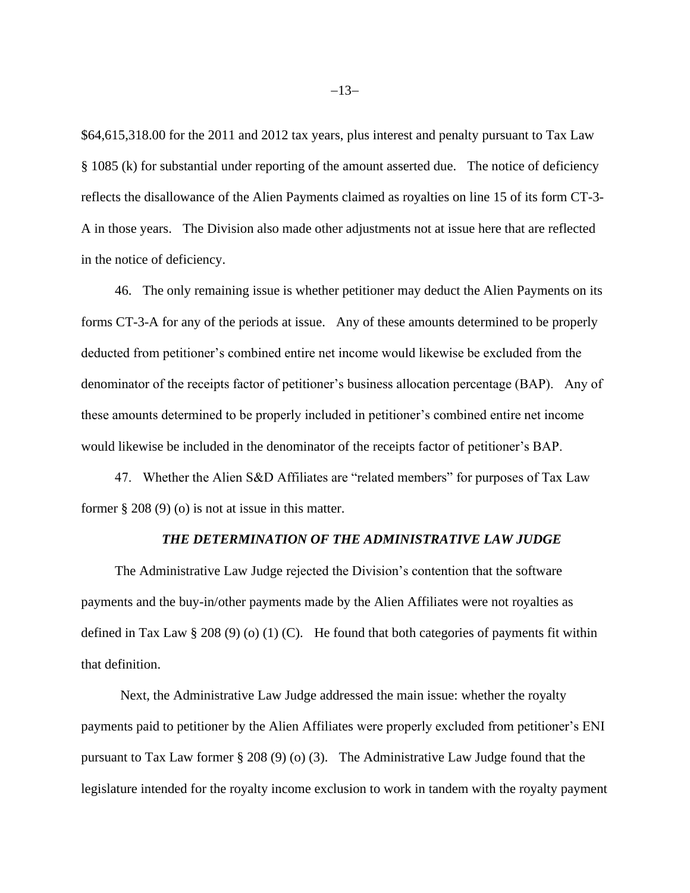$64,615,318.00 for the 2011 and 2012 tax years, plus interest and penalty pursuant to Tax Law § 1085 (k) for substantial under reporting of the amount asserted due. The notice of deficiency reflects the disallowance of the Alien Payments claimed as royalties on line 15 of its form CT-3-A in those years. The Division also made other adjustments not at issue here that are reflected in the notice of deficiency.

46. The only remaining issue is whether petitioner may deduct the Alien Payments on its forms CT-3-A for any of the periods at issue. Any of these amounts determined to be properly deducted from petitioner's combined entire net income would likewise be excluded from the denominator of the receipts factor of petitioner's business allocation percentage (BAP). Any of these amounts determined to be properly included in petitioner's combined entire net income would likewise be included in the denominator of the receipts factor of petitioner's BAP.

47. Whether the Alien S&D Affiliates are "related members" for purposes of Tax Law former § 208 (9) (o) is not at issue in this matter.

### *THE DETERMINATION OF THE ADMINISTRATIVE LAW JUDGE*

The Administrative Law Judge rejected the Division's contention that the software payments and the buy-in/other payments made by the Alien Affiliates were not royalties as defined in Tax Law § 208 (9) (o) (1) (C). He found that both categories of payments fit within that definition.

Next, the Administrative Law Judge addressed the main issue: whether the royalty payments paid to petitioner by the Alien Affiliates were properly excluded from petitioner's ENI pursuant to Tax Law former § 208 (9) (o) (3). The Administrative Law Judge found that the legislature intended for the royalty income exclusion to work in tandem with the royalty payment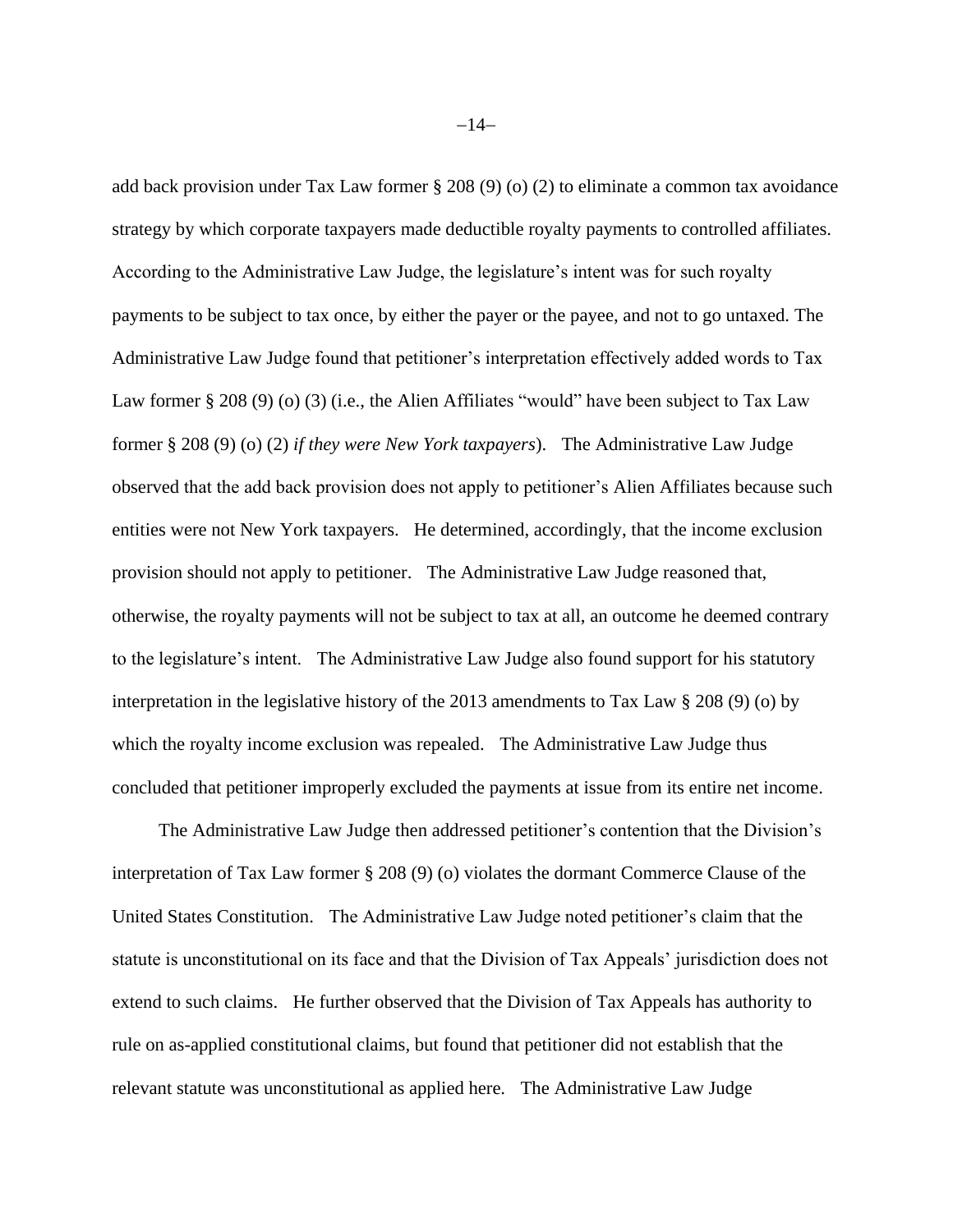add back provision under Tax Law former § 208 (9) (o) (2) to eliminate a common tax avoidance strategy by which corporate taxpayers made deductible royalty payments to controlled affiliates. According to the Administrative Law Judge, the legislature's intent was for such royalty payments to be subject to tax once, by either the payer or the payee, and not to go untaxed. The Administrative Law Judge found that petitioner's interpretation effectively added words to Tax Law former § 208 (9) (o) (3) (i.e., the Alien Affiliates "would" have been subject to Tax Law former § 208 (9) (o) (2) *if they were New York taxpayers*). The Administrative Law Judge observed that the add back provision does not apply to petitioner's Alien Affiliates because such entities were not New York taxpayers. He determined, accordingly, that the income exclusion provision should not apply to petitioner. The Administrative Law Judge reasoned that, otherwise, the royalty payments will not be subject to tax at all, an outcome he deemed contrary to the legislature's intent. The Administrative Law Judge also found support for his statutory interpretation in the legislative history of the 2013 amendments to Tax Law § 208 (9) (o) by which the royalty income exclusion was repealed. The Administrative Law Judge thus concluded that petitioner improperly excluded the payments at issue from its entire net income.

The Administrative Law Judge then addressed petitioner's contention that the Division's interpretation of Tax Law former § 208 (9) (o) violates the dormant Commerce Clause of the United States Constitution. The Administrative Law Judge noted petitioner's claim that the statute is unconstitutional on its face and that the Division of Tax Appeals' jurisdiction does not extend to such claims. He further observed that the Division of Tax Appeals has authority to rule on as-applied constitutional claims, but found that petitioner did not establish that the relevant statute was unconstitutional as applied here. The Administrative Law Judge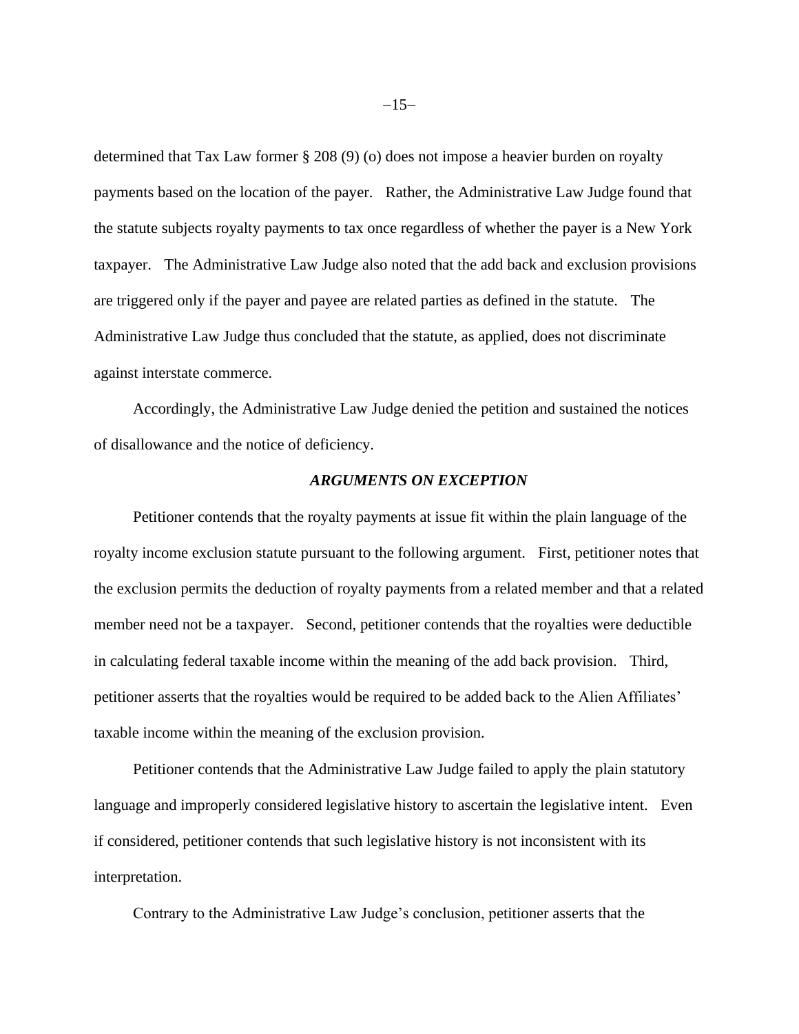determined that Tax Law former § 208 (9) (o) does not impose a heavier burden on royalty payments based on the location of the payer. Rather, the Administrative Law Judge found that the statute subjects royalty payments to tax once regardless of whether the payer is a New York taxpayer. The Administrative Law Judge also noted that the add back and exclusion provisions are triggered only if the payer and payee are related parties as defined in the statute. The Administrative Law Judge thus concluded that the statute, as applied, does not discriminate against interstate commerce.

Accordingly, the Administrative Law Judge denied the petition and sustained the notices of disallowance and the notice of deficiency.

### *ARGUMENTS ON EXCEPTION*

Petitioner contends that the royalty payments at issue fit within the plain language of the royalty income exclusion statute pursuant to the following argument. First, petitioner notes that the exclusion permits the deduction of royalty payments from a related member and that a related member need not be a taxpayer. Second, petitioner contends that the royalties were deductible in calculating federal taxable income within the meaning of the add back provision. Third, petitioner asserts that the royalties would be required to be added back to the Alien Affiliates' taxable income within the meaning of the exclusion provision.

Petitioner contends that the Administrative Law Judge failed to apply the plain statutory language and improperly considered legislative history to ascertain the legislative intent. Even if considered, petitioner contends that such legislative history is not inconsistent with its interpretation.

Contrary to the Administrative Law Judge's conclusion, petitioner asserts that the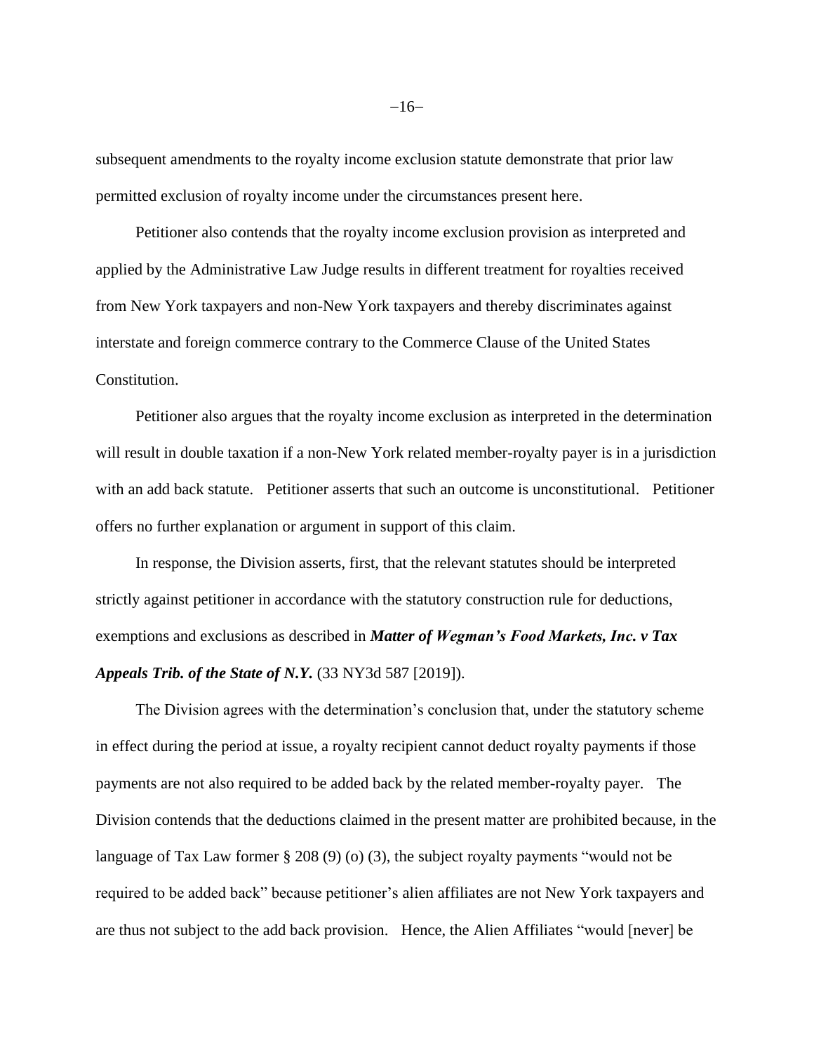subsequent amendments to the royalty income exclusion statute demonstrate that prior law permitted exclusion of royalty income under the circumstances present here.

Petitioner also contends that the royalty income exclusion provision as interpreted and applied by the Administrative Law Judge results in different treatment for royalties received from New York taxpayers and non-New York taxpayers and thereby discriminates against interstate and foreign commerce contrary to the Commerce Clause of the United States Constitution.

Petitioner also argues that the royalty income exclusion as interpreted in the determination will result in double taxation if a non-New York related member-royalty payer is in a jurisdiction with an add back statute. Petitioner asserts that such an outcome is unconstitutional. Petitioner offers no further explanation or argument in support of this claim.

In response, the Division asserts, first, that the relevant statutes should be interpreted strictly against petitioner in accordance with the statutory construction rule for deductions, exemptions and exclusions as described in ***Matter of Wegman's Food Markets, Inc. v Tax Appeals Trib. of the State of N.Y.*** (33 NY3d 587 [2019]).

The Division agrees with the determination's conclusion that, under the statutory scheme in effect during the period at issue, a royalty recipient cannot deduct royalty payments if those payments are not also required to be added back by the related member-royalty payer. The Division contends that the deductions claimed in the present matter are prohibited because, in the language of Tax Law former § 208 (9) (o) (3), the subject royalty payments "would not be required to be added back" because petitioner's alien affiliates are not New York taxpayers and are thus not subject to the add back provision. Hence, the Alien Affiliates "would [never] be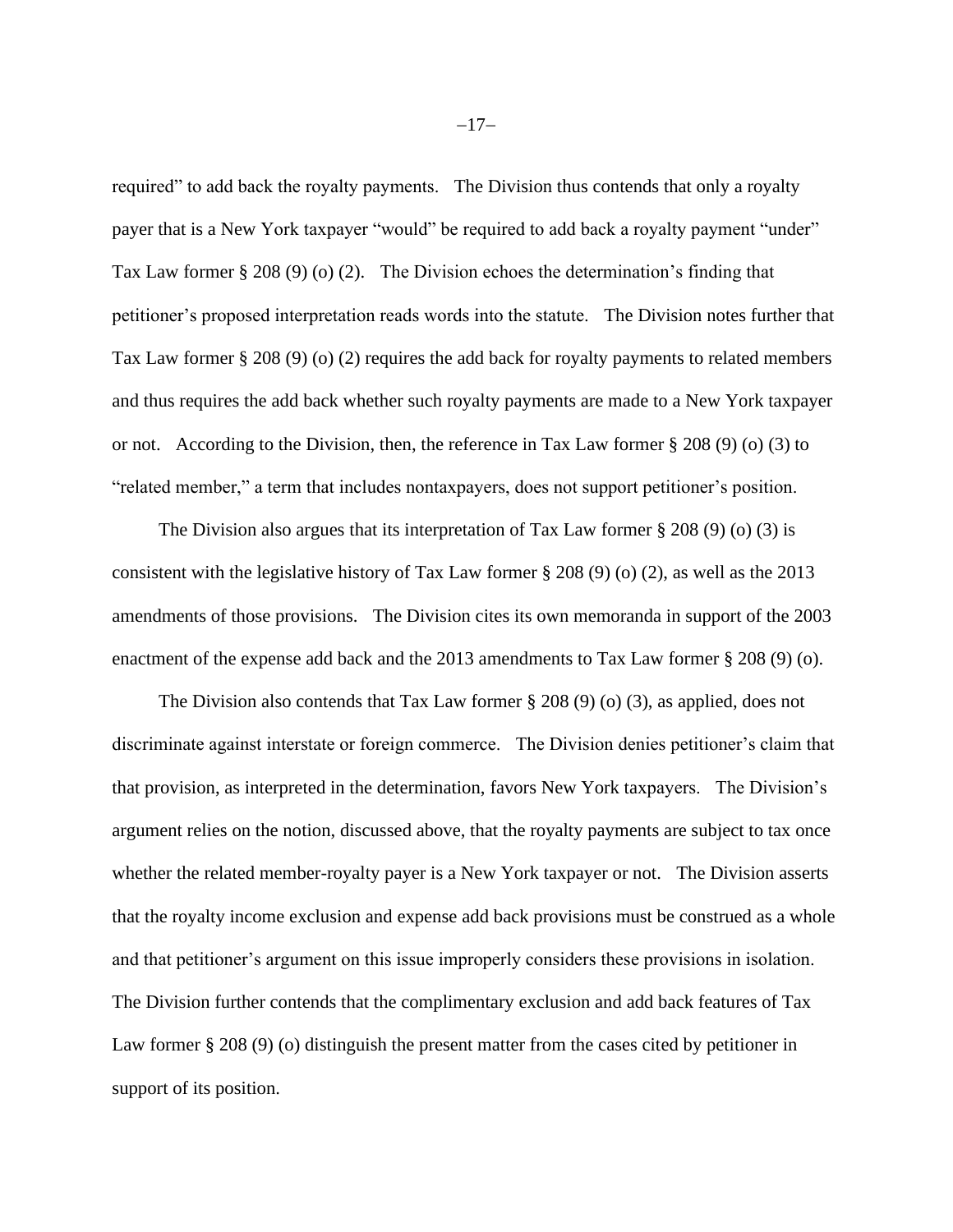required" to add back the royalty payments. The Division thus contends that only a royalty payer that is a New York taxpayer "would" be required to add back a royalty payment "under" Tax Law former § 208 (9) (o) (2). The Division echoes the determination's finding that petitioner's proposed interpretation reads words into the statute. The Division notes further that Tax Law former § 208 (9) (o) (2) requires the add back for royalty payments to related members and thus requires the add back whether such royalty payments are made to a New York taxpayer or not. According to the Division, then, the reference in Tax Law former § 208 (9) (o) (3) to "related member," a term that includes nontaxpayers, does not support petitioner's position.

The Division also argues that its interpretation of Tax Law former § 208 (9) (o) (3) is consistent with the legislative history of Tax Law former § 208 (9) (o) (2), as well as the 2013 amendments of those provisions. The Division cites its own memoranda in support of the 2003 enactment of the expense add back and the 2013 amendments to Tax Law former § 208 (9) (o).

The Division also contends that Tax Law former § 208 (9) (o) (3), as applied, does not discriminate against interstate or foreign commerce. The Division denies petitioner's claim that that provision, as interpreted in the determination, favors New York taxpayers. The Division's argument relies on the notion, discussed above, that the royalty payments are subject to tax once whether the related member-royalty payer is a New York taxpayer or not. The Division asserts that the royalty income exclusion and expense add back provisions must be construed as a whole and that petitioner's argument on this issue improperly considers these provisions in isolation. The Division further contends that the complimentary exclusion and add back features of Tax Law former § 208 (9) (o) distinguish the present matter from the cases cited by petitioner in support of its position.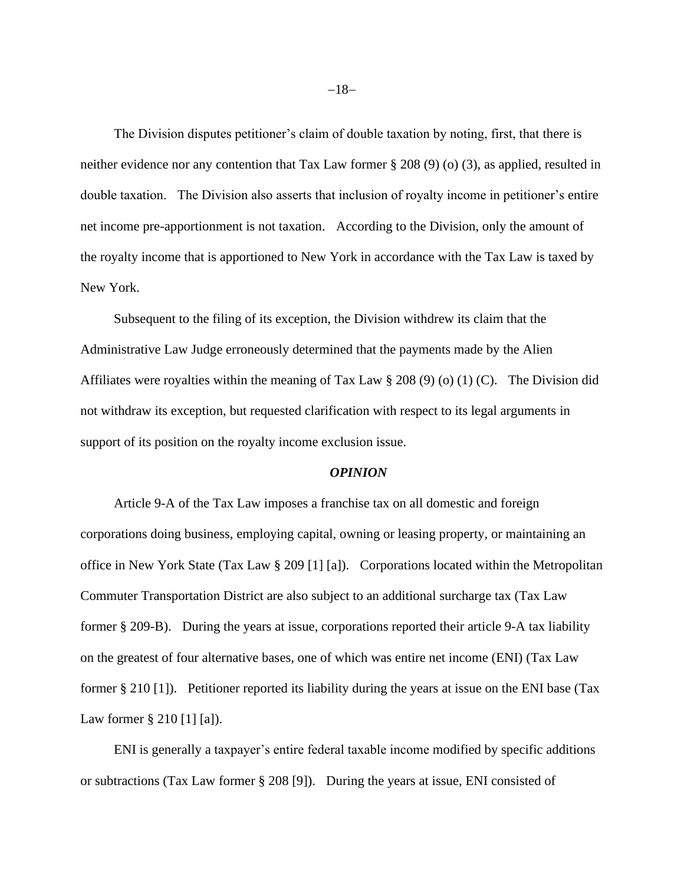The Division disputes petitioner's claim of double taxation by noting, first, that there is neither evidence nor any contention that Tax Law former § 208 (9) (o) (3), as applied, resulted in double taxation. The Division also asserts that inclusion of royalty income in petitioner's entire net income pre-apportionment is not taxation. According to the Division, only the amount of the royalty income that is apportioned to New York in accordance with the Tax Law is taxed by New York.

Subsequent to the filing of its exception, the Division withdrew its claim that the Administrative Law Judge erroneously determined that the payments made by the Alien Affiliates were royalties within the meaning of Tax Law § 208 (9) (o) (1) (C). The Division did not withdraw its exception, but requested clarification with respect to its legal arguments in support of its position on the royalty income exclusion issue.

### *OPINION*

Article 9-A of the Tax Law imposes a franchise tax on all domestic and foreign corporations doing business, employing capital, owning or leasing property, or maintaining an office in New York State (Tax Law § 209 [1] [a]). Corporations located within the Metropolitan Commuter Transportation District are also subject to an additional surcharge tax (Tax Law former § 209-B). During the years at issue, corporations reported their article 9-A tax liability on the greatest of four alternative bases, one of which was entire net income (ENI) (Tax Law former § 210 [1]). Petitioner reported its liability during the years at issue on the ENI base (Tax Law former § 210 [1] [a]).

ENI is generally a taxpayer's entire federal taxable income modified by specific additions or subtractions (Tax Law former § 208 [9]). During the years at issue, ENI consisted of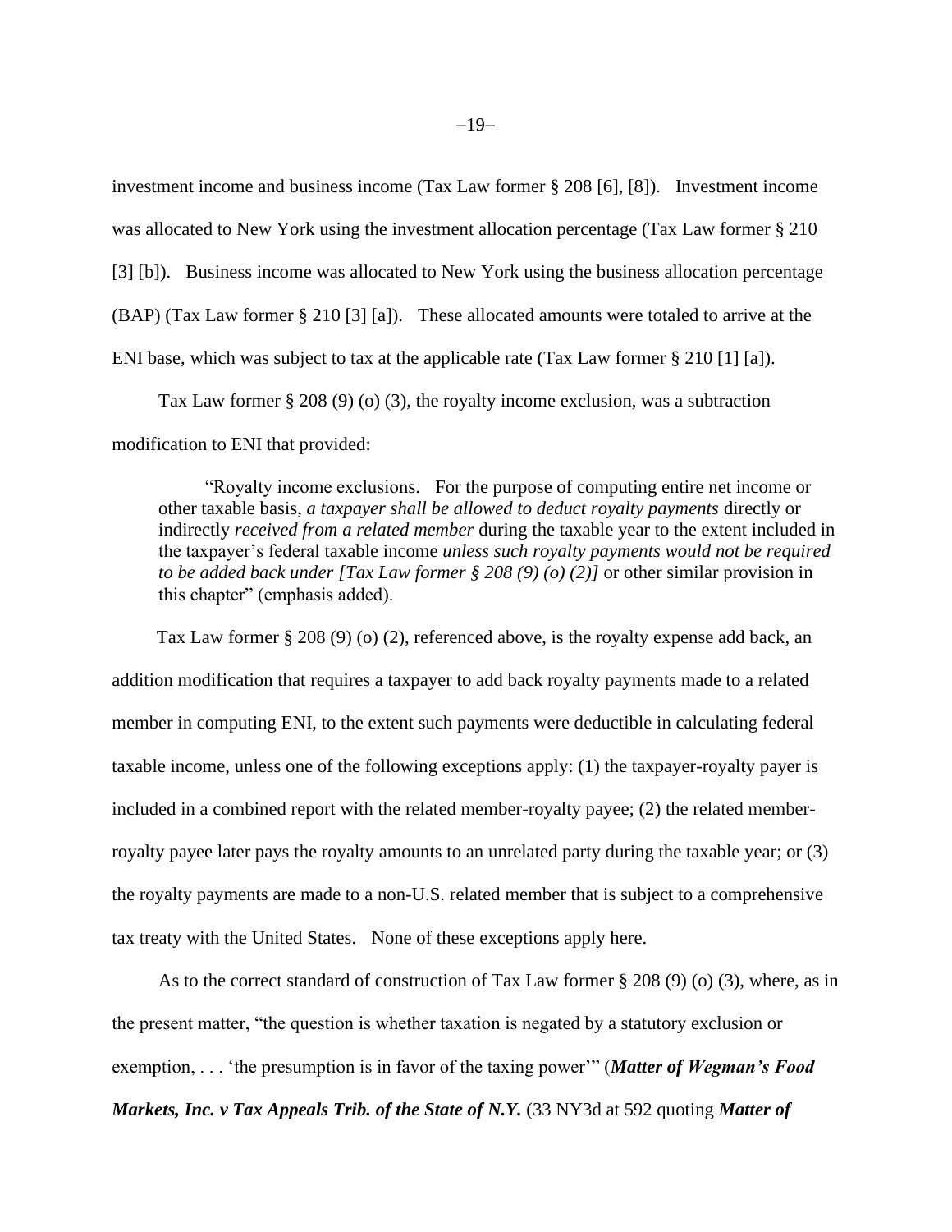investment income and business income (Tax Law former § 208 [6], [8]). Investment income was allocated to New York using the investment allocation percentage (Tax Law former § 210 [3] [b]). Business income was allocated to New York using the business allocation percentage (BAP) (Tax Law former § 210 [3] [a]). These allocated amounts were totaled to arrive at the ENI base, which was subject to tax at the applicable rate (Tax Law former § 210 [1] [a]).

Tax Law former § 208 (9) (o) (3), the royalty income exclusion, was a subtraction modification to ENI that provided:

> "Royalty income exclusions. For the purpose of computing entire net income or other taxable basis, *a taxpayer shall be allowed to deduct royalty payments* directly or indirectly *received from a related member* during the taxable year to the extent included in the taxpayer's federal taxable income *unless such royalty payments would not be required to be added back under [Tax Law former § 208 (9) (o) (2)]* or other similar provision in this chapter" (emphasis added).

Tax Law former § 208 (9) (o) (2), referenced above, is the royalty expense add back, an addition modification that requires a taxpayer to add back royalty payments made to a related member in computing ENI, to the extent such payments were deductible in calculating federal taxable income, unless one of the following exceptions apply: (1) the taxpayer-royalty payer is included in a combined report with the related member-royalty payee; (2) the related member-royalty payee later pays the royalty amounts to an unrelated party during the taxable year; or (3) the royalty payments are made to a non-U.S. related member that is subject to a comprehensive tax treaty with the United States. None of these exceptions apply here.

As to the correct standard of construction of Tax Law former § 208 (9) (o) (3), where, as in the present matter, "the question is whether taxation is negated by a statutory exclusion or exemption, . . . 'the presumption is in favor of the taxing power'" (***Matter of Wegman's Food Markets, Inc. v Tax Appeals Trib. of the State of N.Y.*** (33 NY3d at 592 quoting ***Matter of***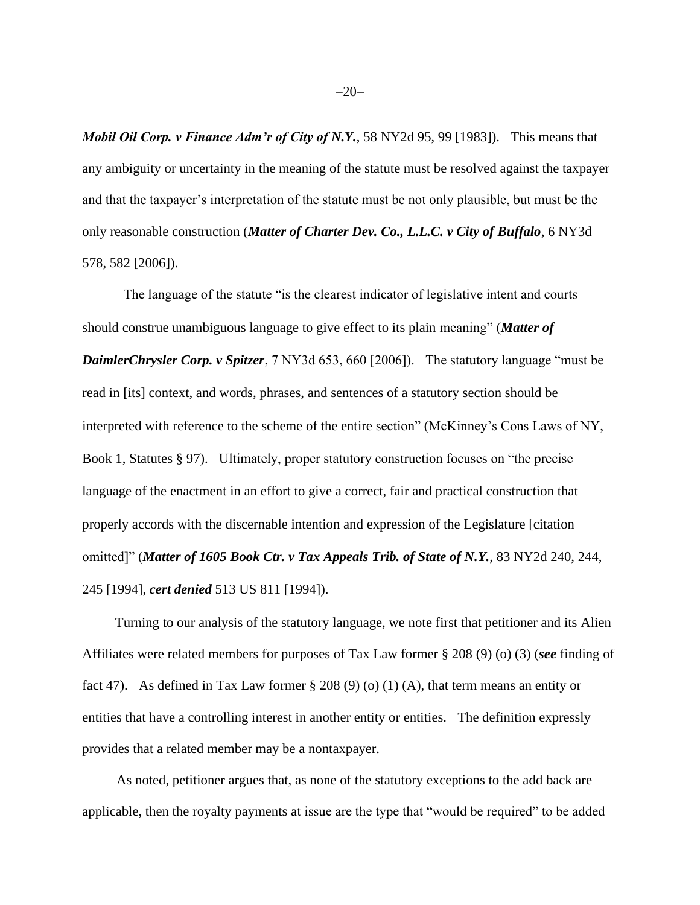***Mobil Oil Corp. v Finance Adm'r of City of N.Y.***, 58 NY2d 95, 99 [1983]). This means that any ambiguity or uncertainty in the meaning of the statute must be resolved against the taxpayer and that the taxpayer's interpretation of the statute must be not only plausible, but must be the only reasonable construction (***Matter of Charter Dev. Co., L.L.C. v City of Buffalo***, 6 NY3d 578, 582 [2006]).

The language of the statute "is the clearest indicator of legislative intent and courts should construe unambiguous language to give effect to its plain meaning" (***Matter of DaimlerChrysler Corp. v Spitzer***, 7 NY3d 653, 660 [2006]). The statutory language "must be read in [its] context, and words, phrases, and sentences of a statutory section should be interpreted with reference to the scheme of the entire section" (McKinney's Cons Laws of NY, Book 1, Statutes § 97). Ultimately, proper statutory construction focuses on "the precise language of the enactment in an effort to give a correct, fair and practical construction that properly accords with the discernable intention and expression of the Legislature [citation omitted]" (***Matter of 1605 Book Ctr. v Tax Appeals Trib. of State of N.Y.***, 83 NY2d 240, 244, 245 [1994], ***cert denied*** 513 US 811 [1994]).

Turning to our analysis of the statutory language, we note first that petitioner and its Alien Affiliates were related members for purposes of Tax Law former § 208 (9) (o) (3) (***see*** finding of fact 47). As defined in Tax Law former § 208 (9) (o) (1) (A), that term means an entity or entities that have a controlling interest in another entity or entities. The definition expressly provides that a related member may be a nontaxpayer.

As noted, petitioner argues that, as none of the statutory exceptions to the add back are applicable, then the royalty payments at issue are the type that "would be required" to be added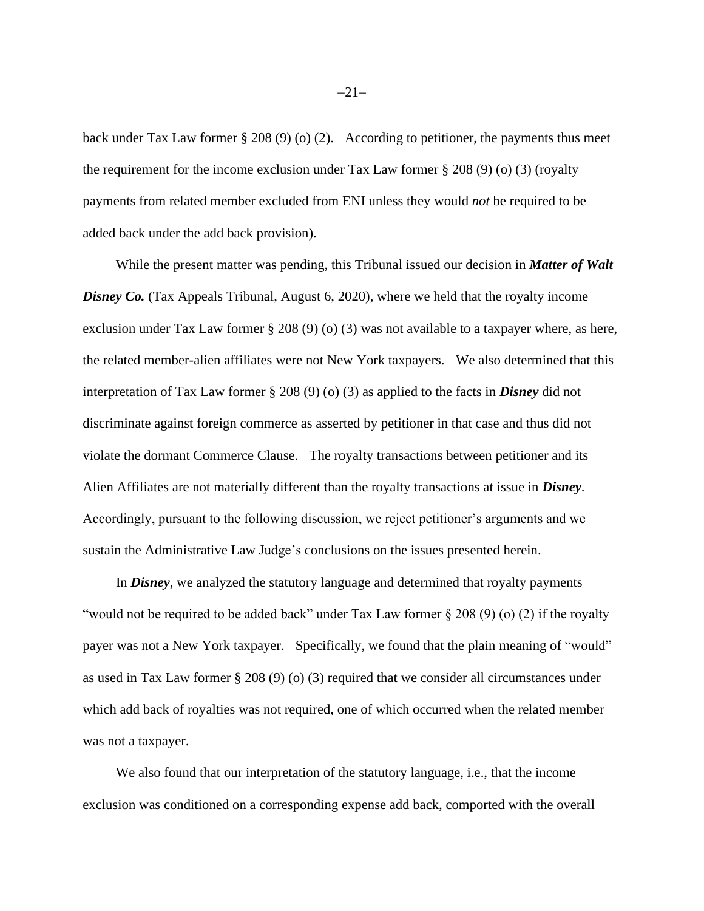back under Tax Law former § 208 (9) (o) (2). According to petitioner, the payments thus meet the requirement for the income exclusion under Tax Law former § 208 (9) (o) (3) (royalty payments from related member excluded from ENI unless they would *not* be required to be added back under the add back provision).

While the present matter was pending, this Tribunal issued our decision in ***Matter of Walt Disney Co.*** (Tax Appeals Tribunal, August 6, 2020), where we held that the royalty income exclusion under Tax Law former § 208 (9) (o) (3) was not available to a taxpayer where, as here, the related member-alien affiliates were not New York taxpayers. We also determined that this interpretation of Tax Law former § 208 (9) (o) (3) as applied to the facts in ***Disney*** did not discriminate against foreign commerce as asserted by petitioner in that case and thus did not violate the dormant Commerce Clause. The royalty transactions between petitioner and its Alien Affiliates are not materially different than the royalty transactions at issue in ***Disney***. Accordingly, pursuant to the following discussion, we reject petitioner's arguments and we sustain the Administrative Law Judge's conclusions on the issues presented herein.

In ***Disney***, we analyzed the statutory language and determined that royalty payments "would not be required to be added back" under Tax Law former § 208 (9) (o) (2) if the royalty payer was not a New York taxpayer. Specifically, we found that the plain meaning of "would" as used in Tax Law former § 208 (9) (o) (3) required that we consider all circumstances under which add back of royalties was not required, one of which occurred when the related member was not a taxpayer.

We also found that our interpretation of the statutory language, i.e., that the income exclusion was conditioned on a corresponding expense add back, comported with the overall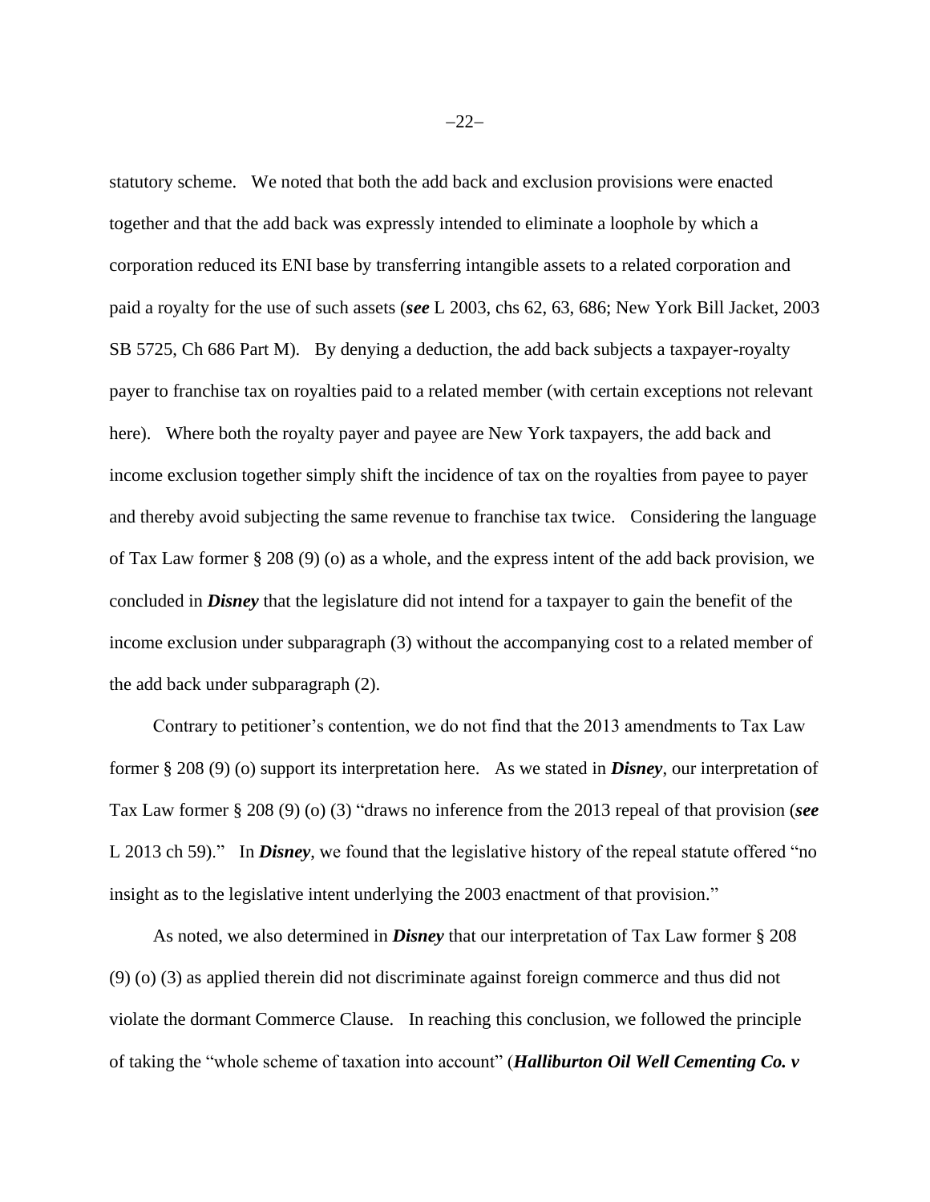statutory scheme. We noted that both the add back and exclusion provisions were enacted together and that the add back was expressly intended to eliminate a loophole by which a corporation reduced its ENI base by transferring intangible assets to a related corporation and paid a royalty for the use of such assets (***see*** L 2003, chs 62, 63, 686; New York Bill Jacket, 2003 SB 5725, Ch 686 Part M). By denying a deduction, the add back subjects a taxpayer-royalty payer to franchise tax on royalties paid to a related member (with certain exceptions not relevant here). Where both the royalty payer and payee are New York taxpayers, the add back and income exclusion together simply shift the incidence of tax on the royalties from payee to payer and thereby avoid subjecting the same revenue to franchise tax twice. Considering the language of Tax Law former § 208 (9) (o) as a whole, and the express intent of the add back provision, we concluded in ***Disney*** that the legislature did not intend for a taxpayer to gain the benefit of the income exclusion under subparagraph (3) without the accompanying cost to a related member of the add back under subparagraph (2).

Contrary to petitioner's contention, we do not find that the 2013 amendments to Tax Law former § 208 (9) (o) support its interpretation here. As we stated in ***Disney***, our interpretation of Tax Law former § 208 (9) (o) (3) "draws no inference from the 2013 repeal of that provision (***see*** L 2013 ch 59)." In ***Disney***, we found that the legislative history of the repeal statute offered "no insight as to the legislative intent underlying the 2003 enactment of that provision."

As noted, we also determined in ***Disney*** that our interpretation of Tax Law former § 208 (9) (o) (3) as applied therein did not discriminate against foreign commerce and thus did not violate the dormant Commerce Clause. In reaching this conclusion, we followed the principle of taking the "whole scheme of taxation into account" (***Halliburton Oil Well Cementing Co. v***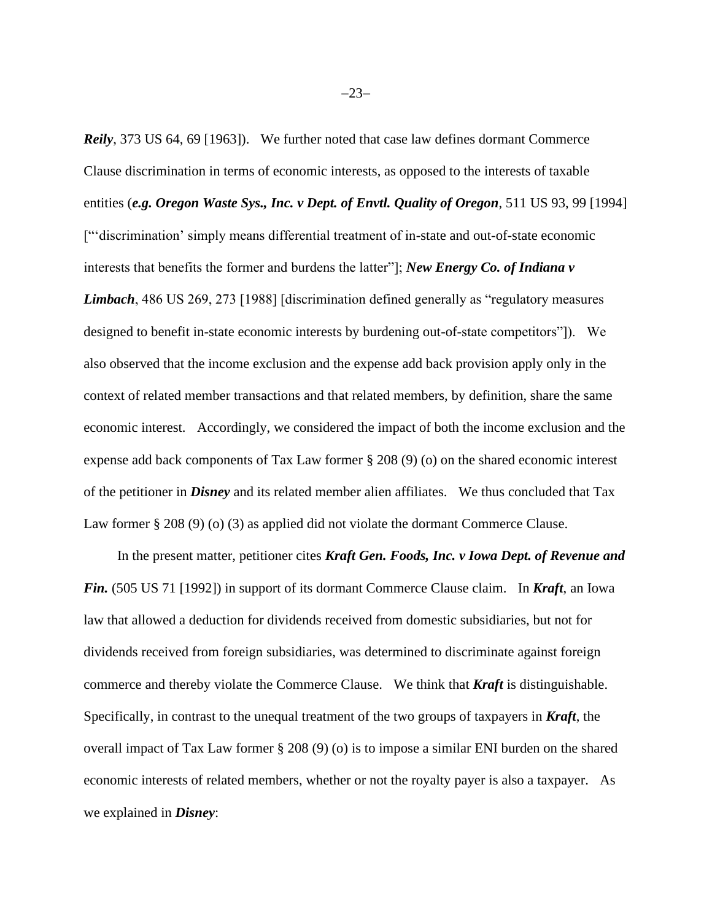***Reily***, 373 US 64, 69 [1963]). We further noted that case law defines dormant Commerce Clause discrimination in terms of economic interests, as opposed to the interests of taxable entities (***e.g. Oregon Waste Sys., Inc. v Dept. of Envtl. Quality of Oregon***, 511 US 93, 99 [1994] ["'discrimination' simply means differential treatment of in-state and out-of-state economic interests that benefits the former and burdens the latter"]; ***New Energy Co. of Indiana v Limbach***, 486 US 269, 273 [1988] [discrimination defined generally as "regulatory measures designed to benefit in-state economic interests by burdening out-of-state competitors"]). We also observed that the income exclusion and the expense add back provision apply only in the context of related member transactions and that related members, by definition, share the same economic interest. Accordingly, we considered the impact of both the income exclusion and the expense add back components of Tax Law former § 208 (9) (o) on the shared economic interest of the petitioner in ***Disney*** and its related member alien affiliates. We thus concluded that Tax Law former § 208 (9) (o) (3) as applied did not violate the dormant Commerce Clause.

In the present matter, petitioner cites ***Kraft Gen. Foods, Inc. v Iowa Dept. of Revenue and Fin.*** (505 US 71 [1992]) in support of its dormant Commerce Clause claim. In ***Kraft***, an Iowa law that allowed a deduction for dividends received from domestic subsidiaries, but not for dividends received from foreign subsidiaries, was determined to discriminate against foreign commerce and thereby violate the Commerce Clause. We think that ***Kraft*** is distinguishable. Specifically, in contrast to the unequal treatment of the two groups of taxpayers in ***Kraft***, the overall impact of Tax Law former § 208 (9) (o) is to impose a similar ENI burden on the shared economic interests of related members, whether or not the royalty payer is also a taxpayer. As we explained in ***Disney***: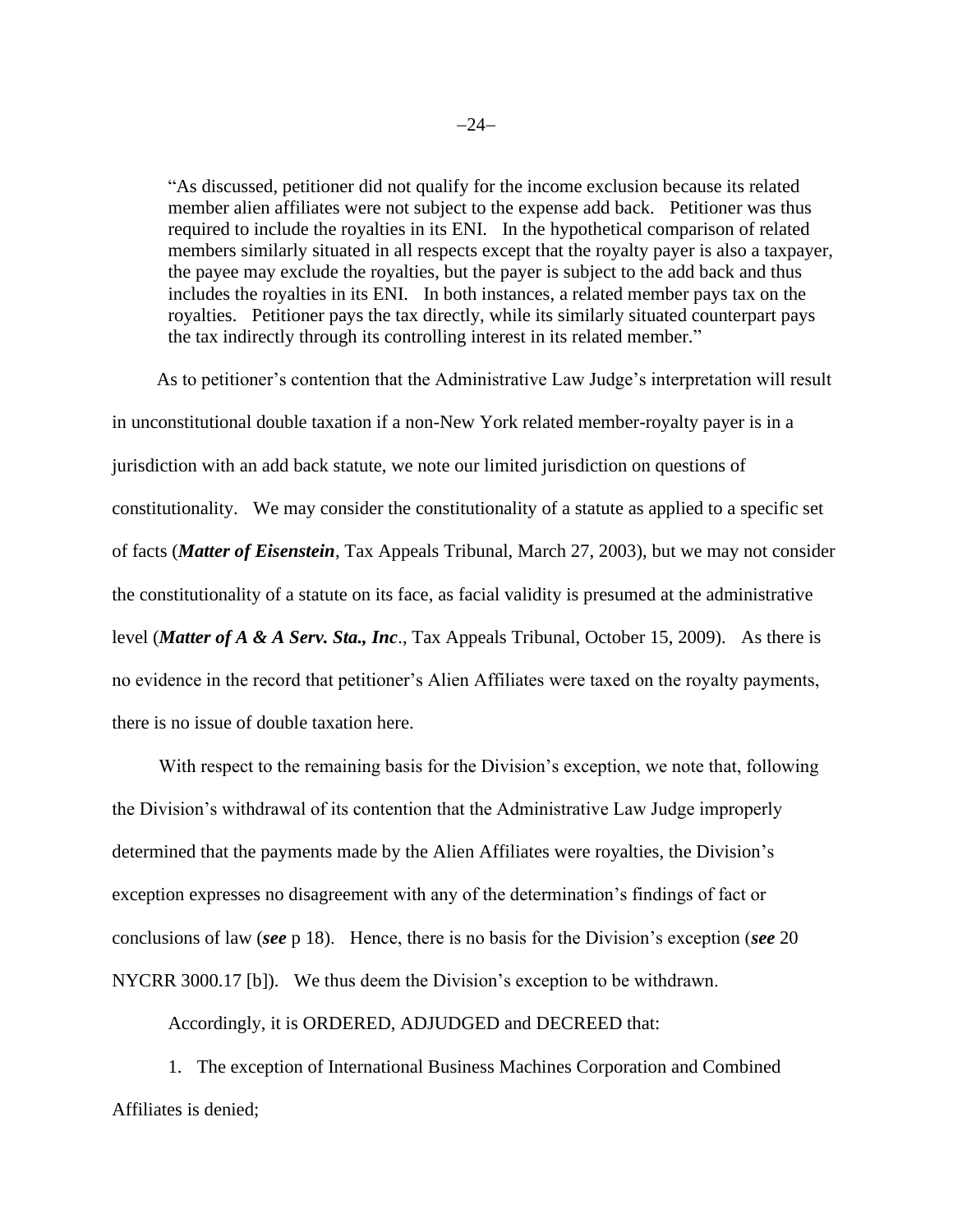> "As discussed, petitioner did not qualify for the income exclusion because its related member alien affiliates were not subject to the expense add back. Petitioner was thus required to include the royalties in its ENI. In the hypothetical comparison of related members similarly situated in all respects except that the royalty payer is also a taxpayer, the payee may exclude the royalties, but the payer is subject to the add back and thus includes the royalties in its ENI. In both instances, a related member pays tax on the royalties. Petitioner pays the tax directly, while its similarly situated counterpart pays the tax indirectly through its controlling interest in its related member."

As to petitioner's contention that the Administrative Law Judge's interpretation will result in unconstitutional double taxation if a non-New York related member-royalty payer is in a jurisdiction with an add back statute, we note our limited jurisdiction on questions of constitutionality. We may consider the constitutionality of a statute as applied to a specific set of facts (***Matter of Eisenstein***, Tax Appeals Tribunal, March 27, 2003), but we may not consider the constitutionality of a statute on its face, as facial validity is presumed at the administrative level (***Matter of A & A Serv. Sta., Inc***., Tax Appeals Tribunal, October 15, 2009). As there is no evidence in the record that petitioner's Alien Affiliates were taxed on the royalty payments, there is no issue of double taxation here.

With respect to the remaining basis for the Division's exception, we note that, following the Division's withdrawal of its contention that the Administrative Law Judge improperly determined that the payments made by the Alien Affiliates were royalties, the Division's exception expresses no disagreement with any of the determination's findings of fact or conclusions of law (***see*** p 18). Hence, there is no basis for the Division's exception (***see*** 20 NYCRR 3000.17 [b]). We thus deem the Division's exception to be withdrawn.

Accordingly, it is ORDERED, ADJUDGED and DECREED that:

1. The exception of International Business Machines Corporation and Combined Affiliates is denied;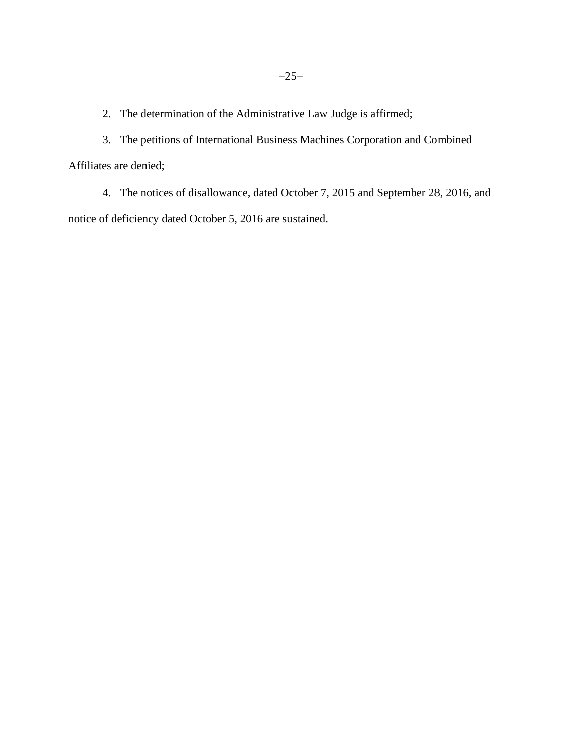2. The determination of the Administrative Law Judge is affirmed;

3. The petitions of International Business Machines Corporation and Combined Affiliates are denied;

4. The notices of disallowance, dated October 7, 2015 and September 28, 2016, and notice of deficiency dated October 5, 2016 are sustained.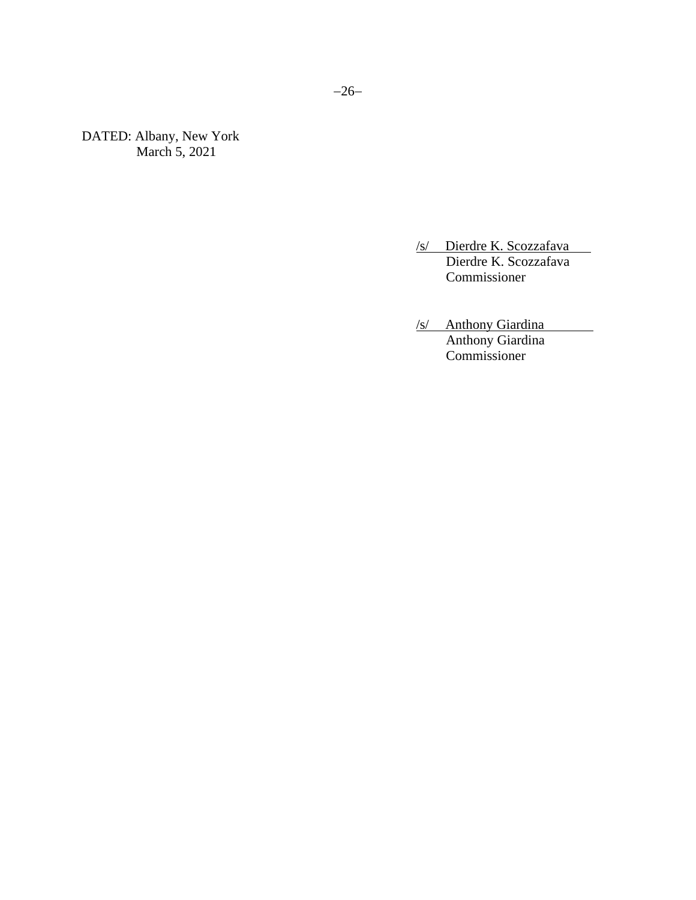DATED: Albany, New York
March 5, 2021

/s/ Dierdre K. Scozzafava
Dierdre K. Scozzafava
Commissioner

/s/ Anthony Giardina
Anthony Giardina
Commissioner